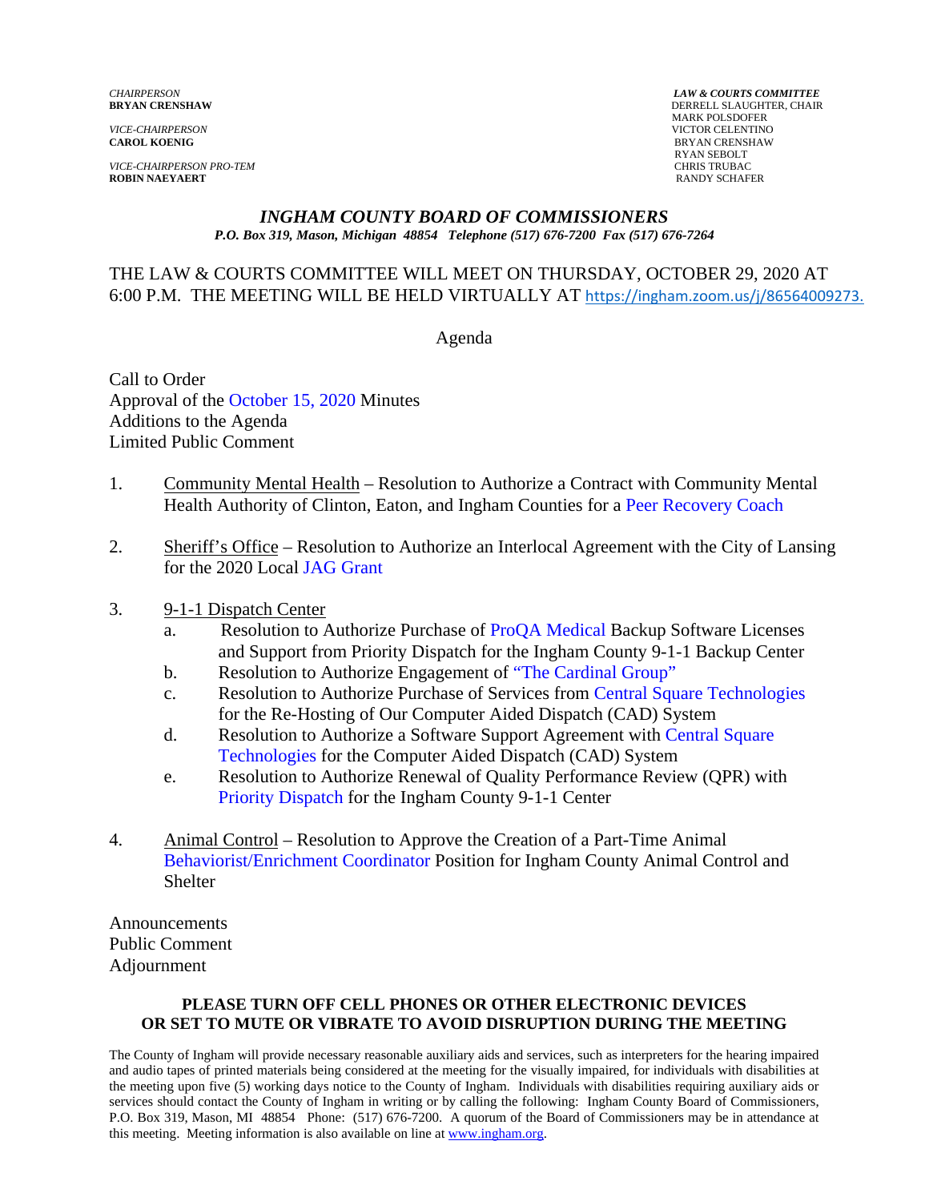*CHAIRPERSON*
**BRYAN CRENSHAW**

*VICE-CHAIRPERSON*
**CAROL KOENIG**

*VICE-CHAIRPERSON PRO-TEM*
**ROBIN NAEYAERT**

***LAW & COURTS COMMITTEE***
DERRELL SLAUGHTER, CHAIR
MARK POLSDOFER
VICTOR CELENTINO
BRYAN CRENSHAW
RYAN SEBOLT
CHRIS TRUBAC
RANDY SCHAFER

# *INGHAM COUNTY BOARD OF COMMISSIONERS*

***P.O. Box 319, Mason, Michigan 48854 Telephone (517) 676-7200 Fax (517) 676-7264***

THE LAW & COURTS COMMITTEE WILL MEET ON THURSDAY, OCTOBER 29, 2020 AT 6:00 P.M. THE MEETING WILL BE HELD VIRTUALLY AT https://ingham.zoom.us/j/86564009273.

Agenda

Call to Order
Approval of the October 15, 2020 Minutes
Additions to the Agenda
Limited Public Comment

1. Community Mental Health – Resolution to Authorize a Contract with Community Mental Health Authority of Clinton, Eaton, and Ingham Counties for a Peer Recovery Coach

2. Sheriff's Office – Resolution to Authorize an Interlocal Agreement with the City of Lansing for the 2020 Local JAG Grant

3. 9-1-1 Dispatch Center
   a. Resolution to Authorize Purchase of ProQA Medical Backup Software Licenses and Support from Priority Dispatch for the Ingham County 9-1-1 Backup Center
   b. Resolution to Authorize Engagement of "The Cardinal Group"
   c. Resolution to Authorize Purchase of Services from Central Square Technologies for the Re-Hosting of Our Computer Aided Dispatch (CAD) System
   d. Resolution to Authorize a Software Support Agreement with Central Square Technologies for the Computer Aided Dispatch (CAD) System
   e. Resolution to Authorize Renewal of Quality Performance Review (QPR) with Priority Dispatch for the Ingham County 9-1-1 Center

4. Animal Control – Resolution to Approve the Creation of a Part-Time Animal Behaviorist/Enrichment Coordinator Position for Ingham County Animal Control and Shelter

Announcements
Public Comment
Adjournment

**PLEASE TURN OFF CELL PHONES OR OTHER ELECTRONIC DEVICES OR SET TO MUTE OR VIBRATE TO AVOID DISRUPTION DURING THE MEETING**

The County of Ingham will provide necessary reasonable auxiliary aids and services, such as interpreters for the hearing impaired and audio tapes of printed materials being considered at the meeting for the visually impaired, for individuals with disabilities at the meeting upon five (5) working days notice to the County of Ingham. Individuals with disabilities requiring auxiliary aids or services should contact the County of Ingham in writing or by calling the following: Ingham County Board of Commissioners, P.O. Box 319, Mason, MI 48854 Phone: (517) 676-7200. A quorum of the Board of Commissioners may be in attendance at this meeting. Meeting information is also available on line at www.ingham.org.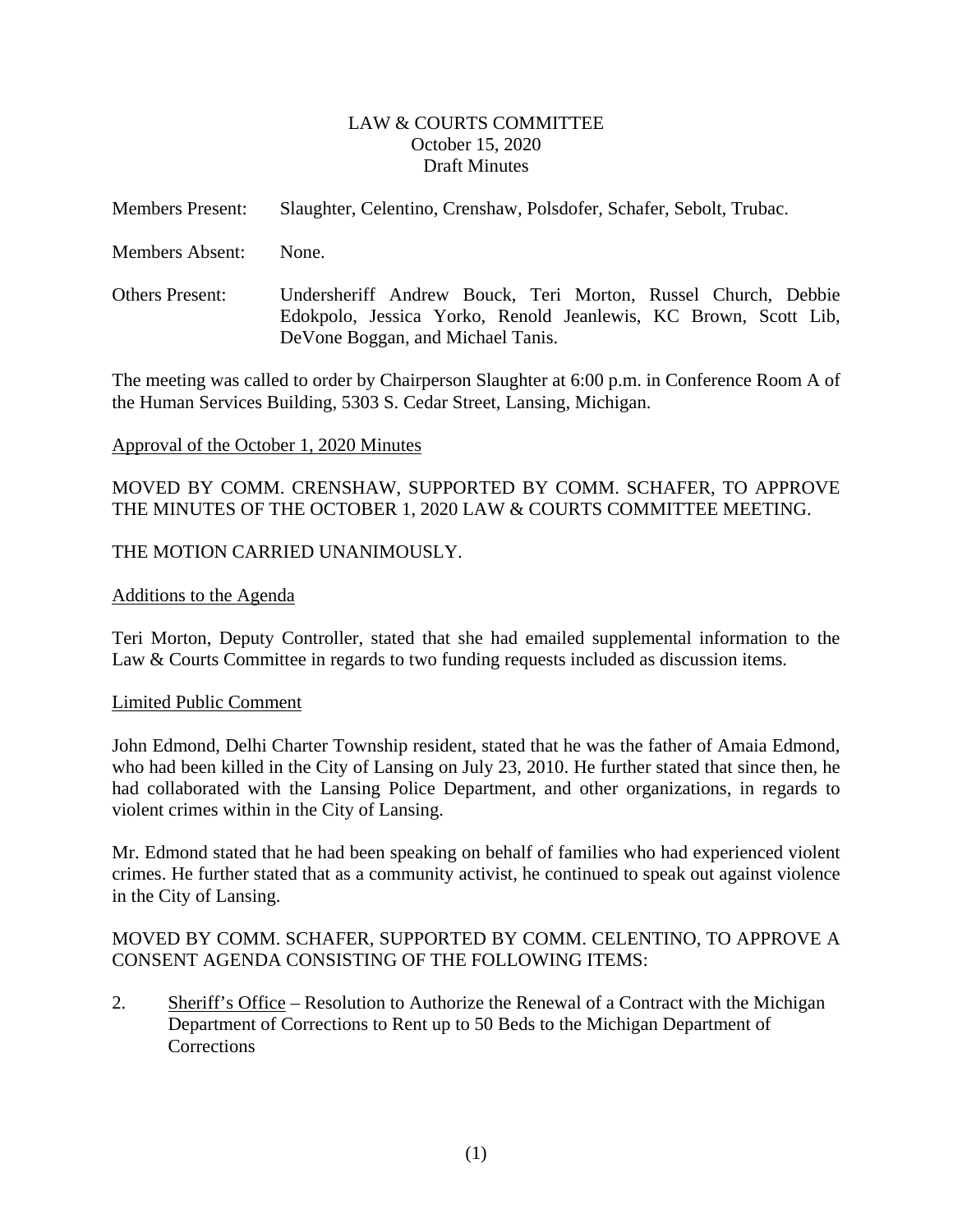LAW & COURTS COMMITTEE
October 15, 2020
Draft Minutes

Members Present: Slaughter, Celentino, Crenshaw, Polsdofer, Schafer, Sebolt, Trubac.

Members Absent: None.

Others Present: Undersheriff Andrew Bouck, Teri Morton, Russel Church, Debbie Edokpolo, Jessica Yorko, Renold Jeanlewis, KC Brown, Scott Lib, DeVone Boggan, and Michael Tanis.

The meeting was called to order by Chairperson Slaughter at 6:00 p.m. in Conference Room A of the Human Services Building, 5303 S. Cedar Street, Lansing, Michigan.

Approval of the October 1, 2020 Minutes

MOVED BY COMM. CRENSHAW, SUPPORTED BY COMM. SCHAFER, TO APPROVE THE MINUTES OF THE OCTOBER 1, 2020 LAW & COURTS COMMITTEE MEETING.

THE MOTION CARRIED UNANIMOUSLY.

Additions to the Agenda

Teri Morton, Deputy Controller, stated that she had emailed supplemental information to the Law & Courts Committee in regards to two funding requests included as discussion items.

Limited Public Comment

John Edmond, Delhi Charter Township resident, stated that he was the father of Amaia Edmond, who had been killed in the City of Lansing on July 23, 2010. He further stated that since then, he had collaborated with the Lansing Police Department, and other organizations, in regards to violent crimes within in the City of Lansing.

Mr. Edmond stated that he had been speaking on behalf of families who had experienced violent crimes. He further stated that as a community activist, he continued to speak out against violence in the City of Lansing.

MOVED BY COMM. SCHAFER, SUPPORTED BY COMM. CELENTINO, TO APPROVE A CONSENT AGENDA CONSISTING OF THE FOLLOWING ITEMS:

2. Sheriff's Office – Resolution to Authorize the Renewal of a Contract with the Michigan Department of Corrections to Rent up to 50 Beds to the Michigan Department of Corrections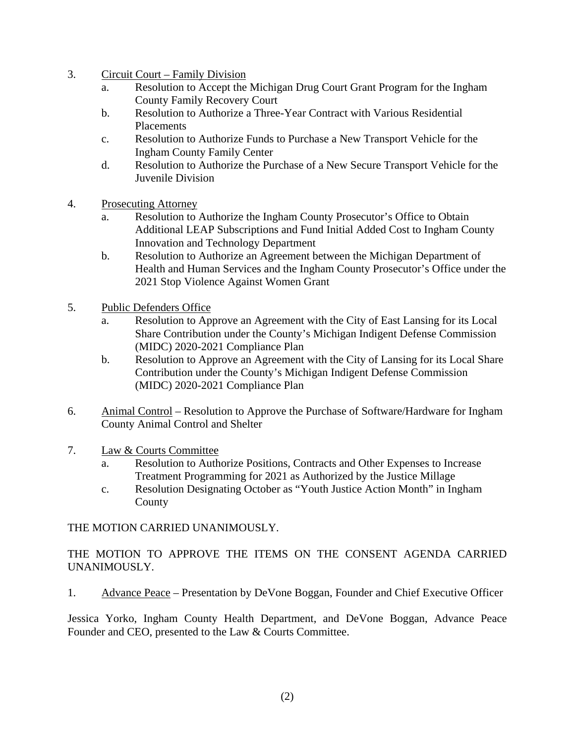3. <u>Circuit Court – Family Division</u>
   a. Resolution to Accept the Michigan Drug Court Grant Program for the Ingham County Family Recovery Court
   b. Resolution to Authorize a Three-Year Contract with Various Residential Placements
   c. Resolution to Authorize Funds to Purchase a New Transport Vehicle for the Ingham County Family Center
   d. Resolution to Authorize the Purchase of a New Secure Transport Vehicle for the Juvenile Division

4. <u>Prosecuting Attorney</u>
   a. Resolution to Authorize the Ingham County Prosecutor's Office to Obtain Additional LEAP Subscriptions and Fund Initial Added Cost to Ingham County Innovation and Technology Department
   b. Resolution to Authorize an Agreement between the Michigan Department of Health and Human Services and the Ingham County Prosecutor's Office under the 2021 Stop Violence Against Women Grant

5. <u>Public Defenders Office</u>
   a. Resolution to Approve an Agreement with the City of East Lansing for its Local Share Contribution under the County's Michigan Indigent Defense Commission (MIDC) 2020-2021 Compliance Plan
   b. Resolution to Approve an Agreement with the City of Lansing for its Local Share Contribution under the County's Michigan Indigent Defense Commission (MIDC) 2020-2021 Compliance Plan

6. <u>Animal Control</u> – Resolution to Approve the Purchase of Software/Hardware for Ingham County Animal Control and Shelter

7. <u>Law & Courts Committee</u>
   a. Resolution to Authorize Positions, Contracts and Other Expenses to Increase Treatment Programming for 2021 as Authorized by the Justice Millage
   c. Resolution Designating October as "Youth Justice Action Month" in Ingham County

THE MOTION CARRIED UNANIMOUSLY.

THE MOTION TO APPROVE THE ITEMS ON THE CONSENT AGENDA CARRIED UNANIMOUSLY.

1. <u>Advance Peace</u> – Presentation by DeVone Boggan, Founder and Chief Executive Officer

Jessica Yorko, Ingham County Health Department, and DeVone Boggan, Advance Peace Founder and CEO, presented to the Law & Courts Committee.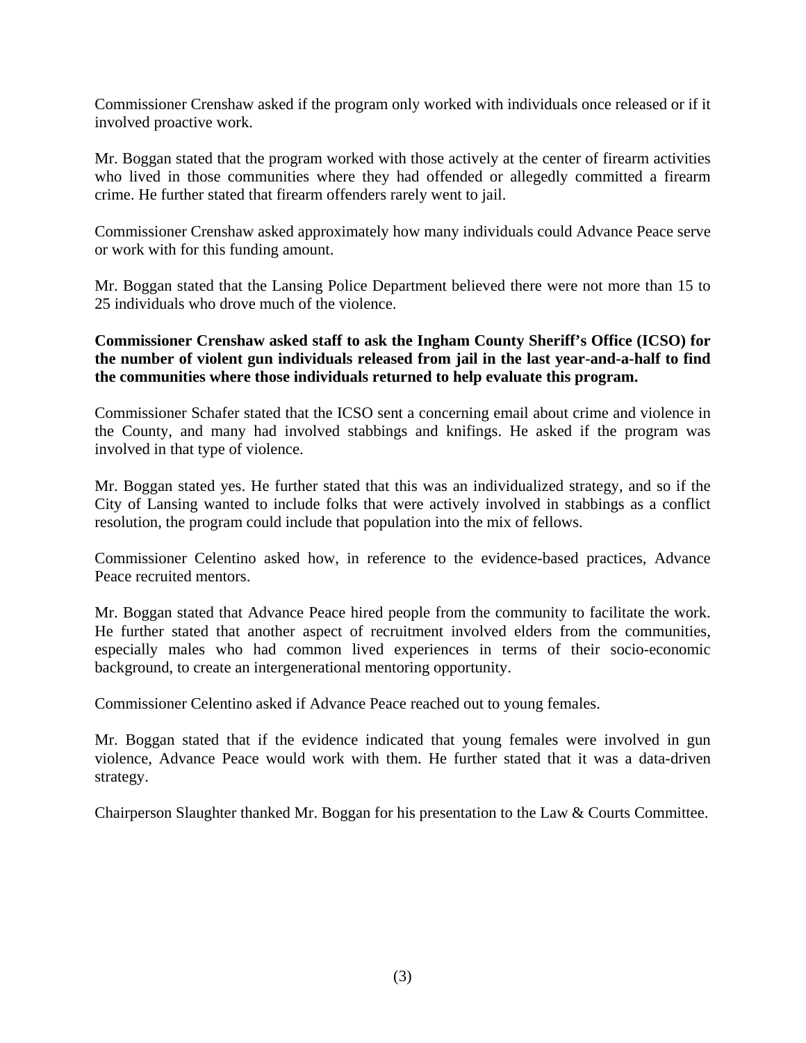Commissioner Crenshaw asked if the program only worked with individuals once released or if it involved proactive work.

Mr. Boggan stated that the program worked with those actively at the center of firearm activities who lived in those communities where they had offended or allegedly committed a firearm crime. He further stated that firearm offenders rarely went to jail.

Commissioner Crenshaw asked approximately how many individuals could Advance Peace serve or work with for this funding amount.

Mr. Boggan stated that the Lansing Police Department believed there were not more than 15 to 25 individuals who drove much of the violence.

**Commissioner Crenshaw asked staff to ask the Ingham County Sheriff's Office (ICSO) for the number of violent gun individuals released from jail in the last year-and-a-half to find the communities where those individuals returned to help evaluate this program.**

Commissioner Schafer stated that the ICSO sent a concerning email about crime and violence in the County, and many had involved stabbings and knifings. He asked if the program was involved in that type of violence.

Mr. Boggan stated yes. He further stated that this was an individualized strategy, and so if the City of Lansing wanted to include folks that were actively involved in stabbings as a conflict resolution, the program could include that population into the mix of fellows.

Commissioner Celentino asked how, in reference to the evidence-based practices, Advance Peace recruited mentors.

Mr. Boggan stated that Advance Peace hired people from the community to facilitate the work. He further stated that another aspect of recruitment involved elders from the communities, especially males who had common lived experiences in terms of their socio-economic background, to create an intergenerational mentoring opportunity.

Commissioner Celentino asked if Advance Peace reached out to young females.

Mr. Boggan stated that if the evidence indicated that young females were involved in gun violence, Advance Peace would work with them. He further stated that it was a data-driven strategy.

Chairperson Slaughter thanked Mr. Boggan for his presentation to the Law & Courts Committee.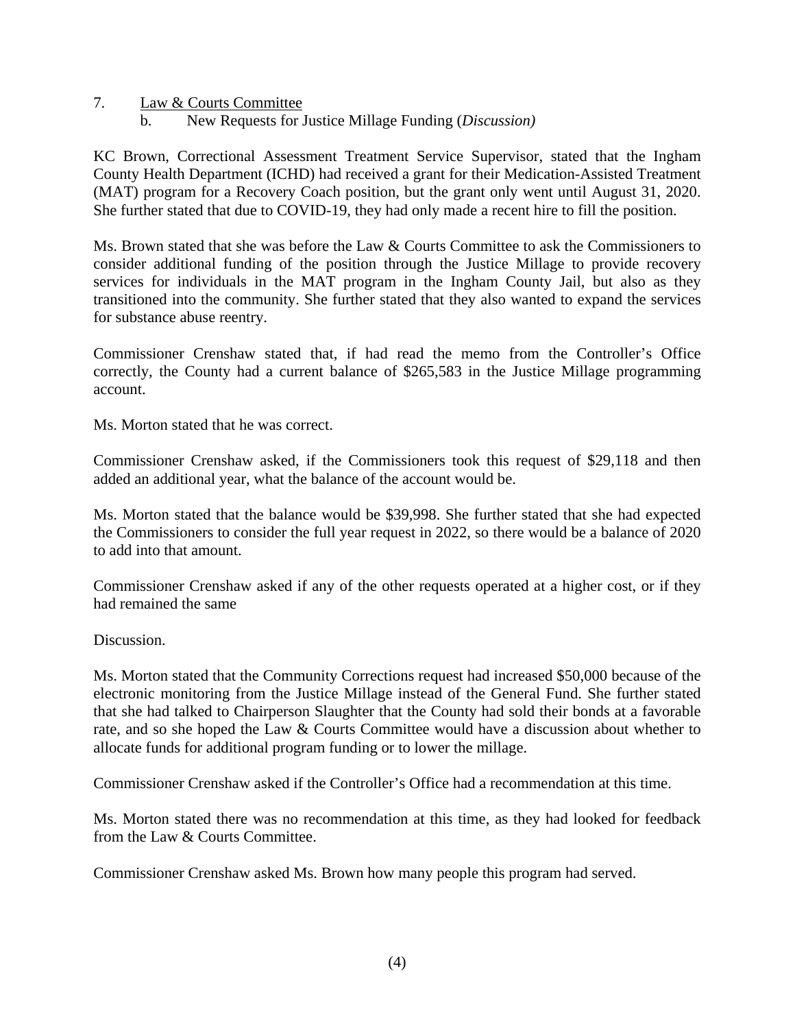7. Law & Courts Committee

   b. New Requests for Justice Millage Funding (*Discussion)*

KC Brown, Correctional Assessment Treatment Service Supervisor, stated that the Ingham County Health Department (ICHD) had received a grant for their Medication-Assisted Treatment (MAT) program for a Recovery Coach position, but the grant only went until August 31, 2020. She further stated that due to COVID-19, they had only made a recent hire to fill the position.

Ms. Brown stated that she was before the Law & Courts Committee to ask the Commissioners to consider additional funding of the position through the Justice Millage to provide recovery services for individuals in the MAT program in the Ingham County Jail, but also as they transitioned into the community. She further stated that they also wanted to expand the services for substance abuse reentry.

Commissioner Crenshaw stated that, if had read the memo from the Controller's Office correctly, the County had a current balance of $265,583 in the Justice Millage programming account.

Ms. Morton stated that he was correct.

Commissioner Crenshaw asked, if the Commissioners took this request of $29,118 and then added an additional year, what the balance of the account would be.

Ms. Morton stated that the balance would be $39,998. She further stated that she had expected the Commissioners to consider the full year request in 2022, so there would be a balance of 2020 to add into that amount.

Commissioner Crenshaw asked if any of the other requests operated at a higher cost, or if they had remained the same

Discussion.

Ms. Morton stated that the Community Corrections request had increased $50,000 because of the electronic monitoring from the Justice Millage instead of the General Fund. She further stated that she had talked to Chairperson Slaughter that the County had sold their bonds at a favorable rate, and so she hoped the Law & Courts Committee would have a discussion about whether to allocate funds for additional program funding or to lower the millage.

Commissioner Crenshaw asked if the Controller's Office had a recommendation at this time.

Ms. Morton stated there was no recommendation at this time, as they had looked for feedback from the Law & Courts Committee.

Commissioner Crenshaw asked Ms. Brown how many people this program had served.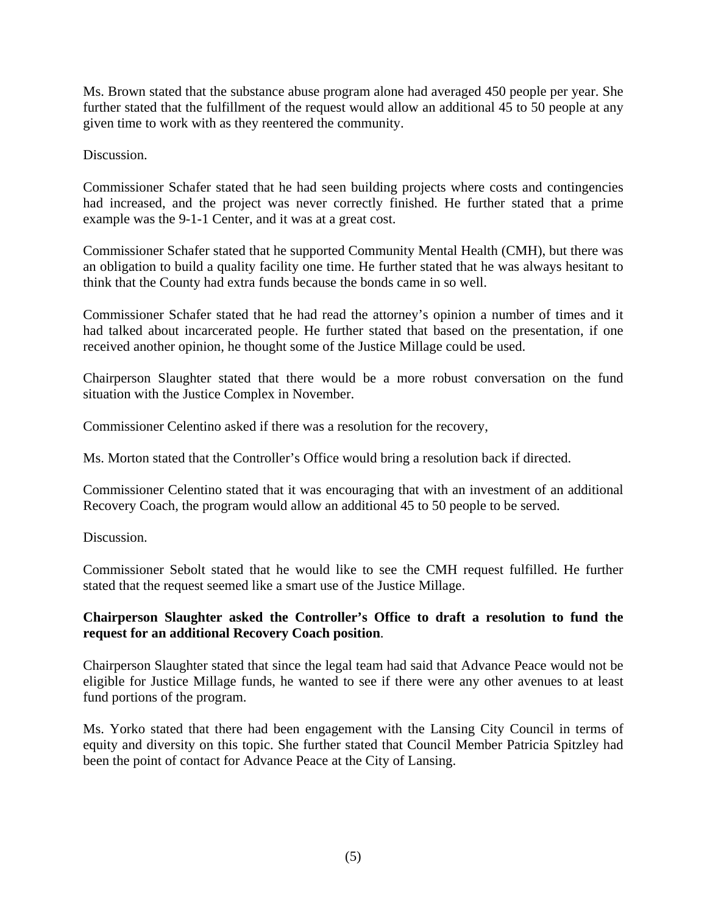Ms. Brown stated that the substance abuse program alone had averaged 450 people per year. She further stated that the fulfillment of the request would allow an additional 45 to 50 people at any given time to work with as they reentered the community.

Discussion.

Commissioner Schafer stated that he had seen building projects where costs and contingencies had increased, and the project was never correctly finished. He further stated that a prime example was the 9-1-1 Center, and it was at a great cost.

Commissioner Schafer stated that he supported Community Mental Health (CMH), but there was an obligation to build a quality facility one time. He further stated that he was always hesitant to think that the County had extra funds because the bonds came in so well.

Commissioner Schafer stated that he had read the attorney's opinion a number of times and it had talked about incarcerated people. He further stated that based on the presentation, if one received another opinion, he thought some of the Justice Millage could be used.

Chairperson Slaughter stated that there would be a more robust conversation on the fund situation with the Justice Complex in November.

Commissioner Celentino asked if there was a resolution for the recovery,

Ms. Morton stated that the Controller's Office would bring a resolution back if directed.

Commissioner Celentino stated that it was encouraging that with an investment of an additional Recovery Coach, the program would allow an additional 45 to 50 people to be served.

Discussion.

Commissioner Sebolt stated that he would like to see the CMH request fulfilled. He further stated that the request seemed like a smart use of the Justice Millage.

**Chairperson Slaughter asked the Controller's Office to draft a resolution to fund the request for an additional Recovery Coach position**.

Chairperson Slaughter stated that since the legal team had said that Advance Peace would not be eligible for Justice Millage funds, he wanted to see if there were any other avenues to at least fund portions of the program.

Ms. Yorko stated that there had been engagement with the Lansing City Council in terms of equity and diversity on this topic. She further stated that Council Member Patricia Spitzley had been the point of contact for Advance Peace at the City of Lansing.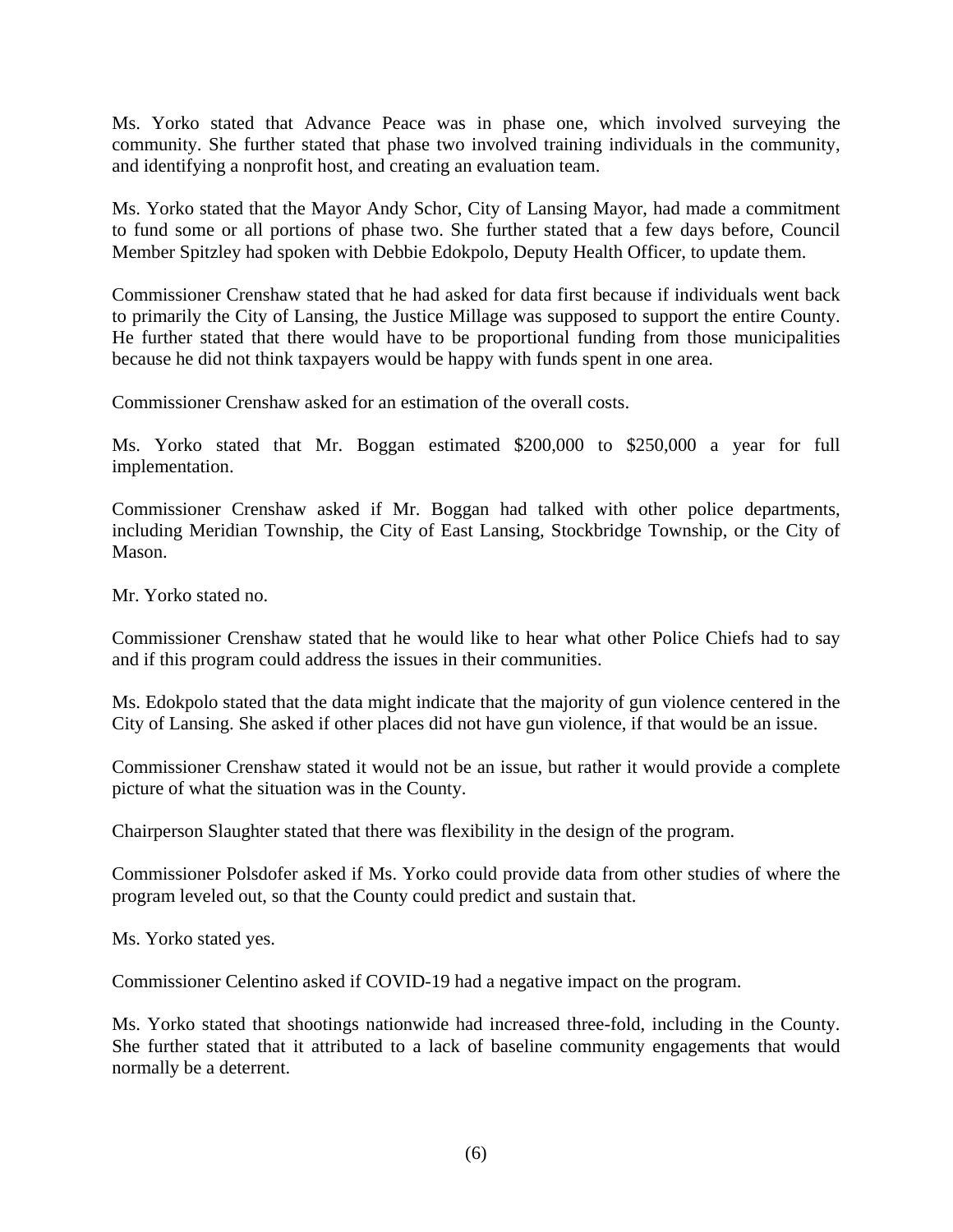Ms. Yorko stated that Advance Peace was in phase one, which involved surveying the community. She further stated that phase two involved training individuals in the community, and identifying a nonprofit host, and creating an evaluation team.

Ms. Yorko stated that the Mayor Andy Schor, City of Lansing Mayor, had made a commitment to fund some or all portions of phase two. She further stated that a few days before, Council Member Spitzley had spoken with Debbie Edokpolo, Deputy Health Officer, to update them.

Commissioner Crenshaw stated that he had asked for data first because if individuals went back to primarily the City of Lansing, the Justice Millage was supposed to support the entire County. He further stated that there would have to be proportional funding from those municipalities because he did not think taxpayers would be happy with funds spent in one area.

Commissioner Crenshaw asked for an estimation of the overall costs.

Ms. Yorko stated that Mr. Boggan estimated $200,000 to $250,000 a year for full implementation.

Commissioner Crenshaw asked if Mr. Boggan had talked with other police departments, including Meridian Township, the City of East Lansing, Stockbridge Township, or the City of Mason.

Mr. Yorko stated no.

Commissioner Crenshaw stated that he would like to hear what other Police Chiefs had to say and if this program could address the issues in their communities.

Ms. Edokpolo stated that the data might indicate that the majority of gun violence centered in the City of Lansing. She asked if other places did not have gun violence, if that would be an issue.

Commissioner Crenshaw stated it would not be an issue, but rather it would provide a complete picture of what the situation was in the County.

Chairperson Slaughter stated that there was flexibility in the design of the program.

Commissioner Polsdofer asked if Ms. Yorko could provide data from other studies of where the program leveled out, so that the County could predict and sustain that.

Ms. Yorko stated yes.

Commissioner Celentino asked if COVID-19 had a negative impact on the program.

Ms. Yorko stated that shootings nationwide had increased three-fold, including in the County. She further stated that it attributed to a lack of baseline community engagements that would normally be a deterrent.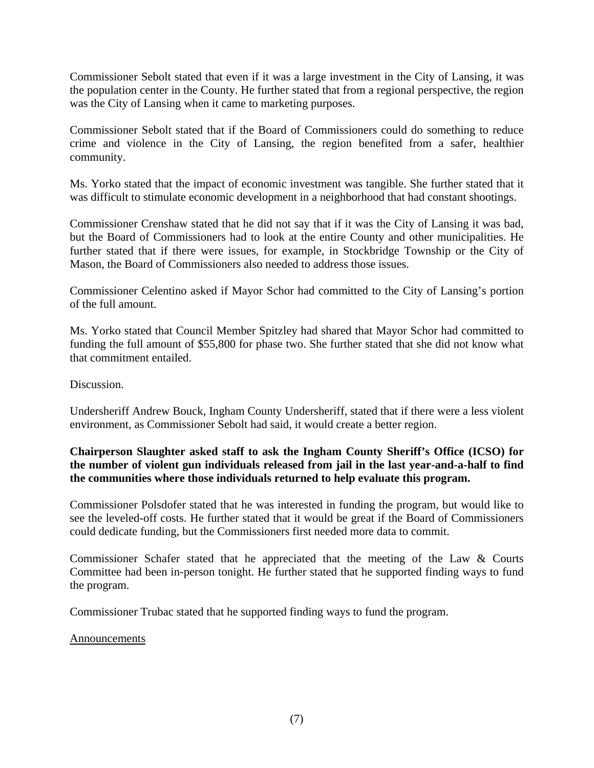Commissioner Sebolt stated that even if it was a large investment in the City of Lansing, it was the population center in the County. He further stated that from a regional perspective, the region was the City of Lansing when it came to marketing purposes.

Commissioner Sebolt stated that if the Board of Commissioners could do something to reduce crime and violence in the City of Lansing, the region benefited from a safer, healthier community.

Ms. Yorko stated that the impact of economic investment was tangible. She further stated that it was difficult to stimulate economic development in a neighborhood that had constant shootings.

Commissioner Crenshaw stated that he did not say that if it was the City of Lansing it was bad, but the Board of Commissioners had to look at the entire County and other municipalities. He further stated that if there were issues, for example, in Stockbridge Township or the City of Mason, the Board of Commissioners also needed to address those issues.

Commissioner Celentino asked if Mayor Schor had committed to the City of Lansing's portion of the full amount.

Ms. Yorko stated that Council Member Spitzley had shared that Mayor Schor had committed to funding the full amount of $55,800 for phase two. She further stated that she did not know what that commitment entailed.

Discussion.

Undersheriff Andrew Bouck, Ingham County Undersheriff, stated that if there were a less violent environment, as Commissioner Sebolt had said, it would create a better region.

**Chairperson Slaughter asked staff to ask the Ingham County Sheriff's Office (ICSO) for the number of violent gun individuals released from jail in the last year-and-a-half to find the communities where those individuals returned to help evaluate this program.**

Commissioner Polsdofer stated that he was interested in funding the program, but would like to see the leveled-off costs. He further stated that it would be great if the Board of Commissioners could dedicate funding, but the Commissioners first needed more data to commit.

Commissioner Schafer stated that he appreciated that the meeting of the Law & Courts Committee had been in-person tonight. He further stated that he supported finding ways to fund the program.

Commissioner Trubac stated that he supported finding ways to fund the program.

Announcements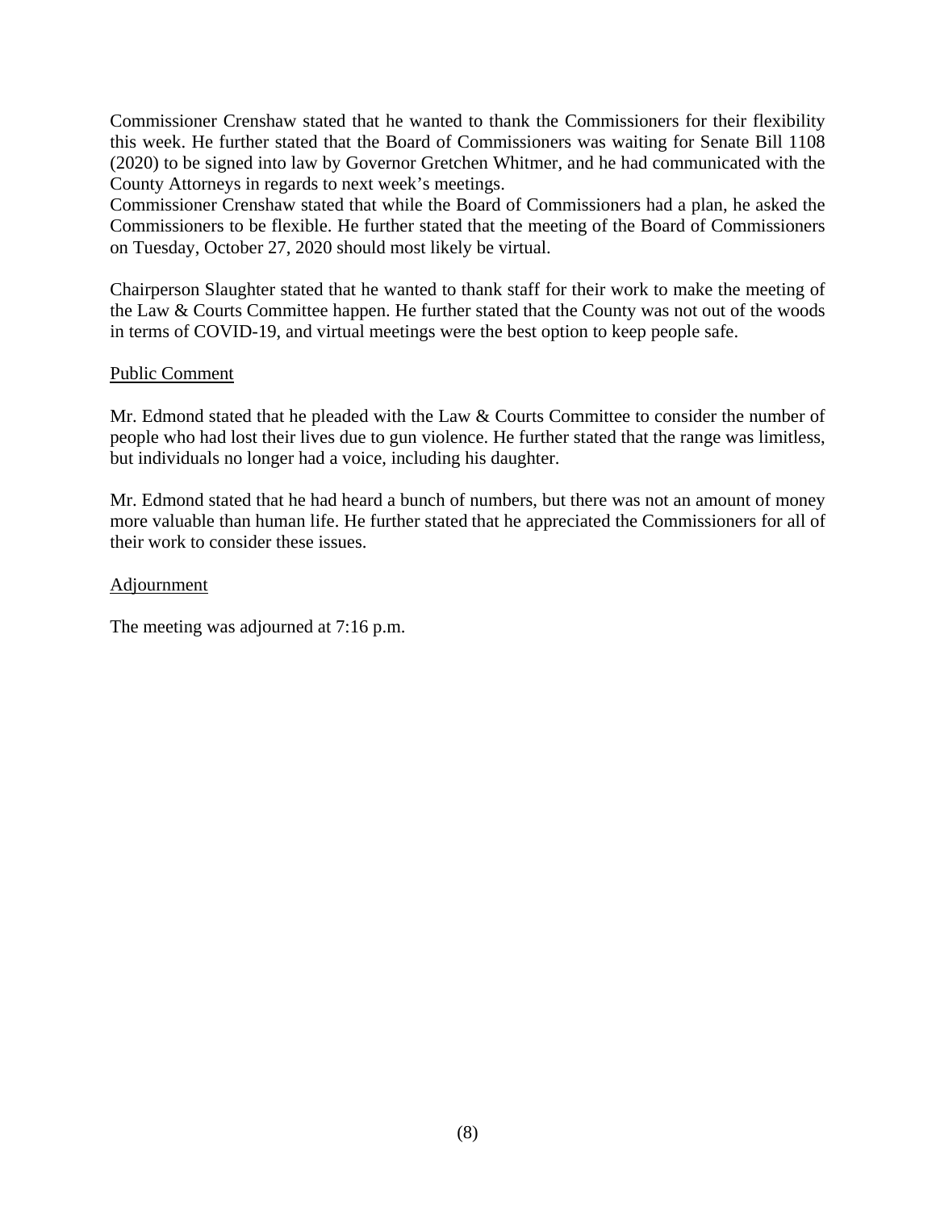Commissioner Crenshaw stated that he wanted to thank the Commissioners for their flexibility this week. He further stated that the Board of Commissioners was waiting for Senate Bill 1108 (2020) to be signed into law by Governor Gretchen Whitmer, and he had communicated with the County Attorneys in regards to next week's meetings.
Commissioner Crenshaw stated that while the Board of Commissioners had a plan, he asked the Commissioners to be flexible. He further stated that the meeting of the Board of Commissioners on Tuesday, October 27, 2020 should most likely be virtual.

Chairperson Slaughter stated that he wanted to thank staff for their work to make the meeting of the Law & Courts Committee happen. He further stated that the County was not out of the woods in terms of COVID-19, and virtual meetings were the best option to keep people safe.

Public Comment

Mr. Edmond stated that he pleaded with the Law & Courts Committee to consider the number of people who had lost their lives due to gun violence. He further stated that the range was limitless, but individuals no longer had a voice, including his daughter.

Mr. Edmond stated that he had heard a bunch of numbers, but there was not an amount of money more valuable than human life. He further stated that he appreciated the Commissioners for all of their work to consider these issues.

Adjournment

The meeting was adjourned at 7:16 p.m.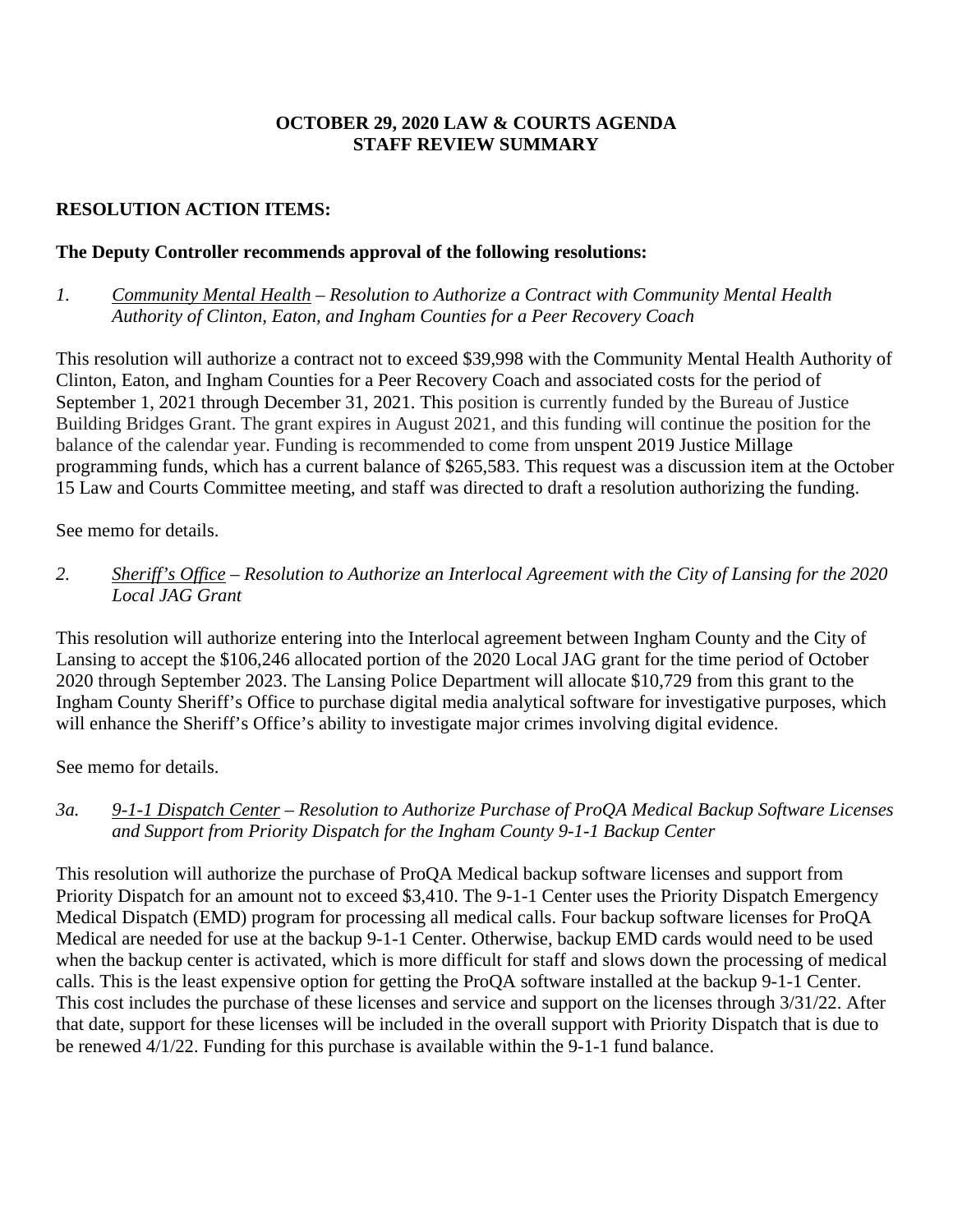**OCTOBER 29, 2020 LAW & COURTS AGENDA**
**STAFF REVIEW SUMMARY**

**RESOLUTION ACTION ITEMS:**

**The Deputy Controller recommends approval of the following resolutions:**

*1. <u>Community Mental Health</u> – Resolution to Authorize a Contract with Community Mental Health Authority of Clinton, Eaton, and Ingham Counties for a Peer Recovery Coach*

This resolution will authorize a contract not to exceed $39,998 with the Community Mental Health Authority of Clinton, Eaton, and Ingham Counties for a Peer Recovery Coach and associated costs for the period of September 1, 2021 through December 31, 2021. This position is currently funded by the Bureau of Justice Building Bridges Grant. The grant expires in August 2021, and this funding will continue the position for the balance of the calendar year. Funding is recommended to come from unspent 2019 Justice Millage programming funds, which has a current balance of $265,583. This request was a discussion item at the October 15 Law and Courts Committee meeting, and staff was directed to draft a resolution authorizing the funding.

See memo for details.

*2. <u>Sheriff's Office</u> – Resolution to Authorize an Interlocal Agreement with the City of Lansing for the 2020 Local JAG Grant*

This resolution will authorize entering into the Interlocal agreement between Ingham County and the City of Lansing to accept the $106,246 allocated portion of the 2020 Local JAG grant for the time period of October 2020 through September 2023. The Lansing Police Department will allocate $10,729 from this grant to the Ingham County Sheriff's Office to purchase digital media analytical software for investigative purposes, which will enhance the Sheriff's Office's ability to investigate major crimes involving digital evidence.

See memo for details.

*3a. <u>9-1-1 Dispatch Center</u> – Resolution to Authorize Purchase of ProQA Medical Backup Software Licenses and Support from Priority Dispatch for the Ingham County 9-1-1 Backup Center*

This resolution will authorize the purchase of ProQA Medical backup software licenses and support from Priority Dispatch for an amount not to exceed $3,410. The 9-1-1 Center uses the Priority Dispatch Emergency Medical Dispatch (EMD) program for processing all medical calls. Four backup software licenses for ProQA Medical are needed for use at the backup 9-1-1 Center. Otherwise, backup EMD cards would need to be used when the backup center is activated, which is more difficult for staff and slows down the processing of medical calls. This is the least expensive option for getting the ProQA software installed at the backup 9-1-1 Center. This cost includes the purchase of these licenses and service and support on the licenses through 3/31/22. After that date, support for these licenses will be included in the overall support with Priority Dispatch that is due to be renewed 4/1/22. Funding for this purchase is available within the 9-1-1 fund balance.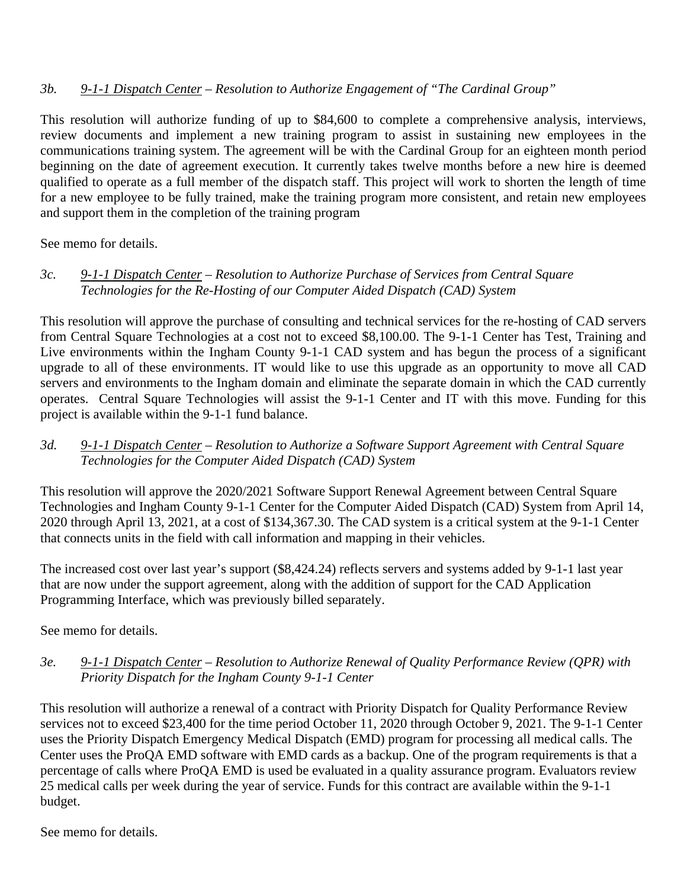*3b.* *<u>9-1-1 Dispatch Center</u> – Resolution to Authorize Engagement of "The Cardinal Group"*

This resolution will authorize funding of up to $84,600 to complete a comprehensive analysis, interviews, review documents and implement a new training program to assist in sustaining new employees in the communications training system. The agreement will be with the Cardinal Group for an eighteen month period beginning on the date of agreement execution. It currently takes twelve months before a new hire is deemed qualified to operate as a full member of the dispatch staff. This project will work to shorten the length of time for a new employee to be fully trained, make the training program more consistent, and retain new employees and support them in the completion of the training program

See memo for details.

*3c.* *<u>9-1-1 Dispatch Center</u> – Resolution to Authorize Purchase of Services from Central Square Technologies for the Re-Hosting of our Computer Aided Dispatch (CAD) System*

This resolution will approve the purchase of consulting and technical services for the re-hosting of CAD servers from Central Square Technologies at a cost not to exceed $8,100.00. The 9-1-1 Center has Test, Training and Live environments within the Ingham County 9-1-1 CAD system and has begun the process of a significant upgrade to all of these environments. IT would like to use this upgrade as an opportunity to move all CAD servers and environments to the Ingham domain and eliminate the separate domain in which the CAD currently operates. Central Square Technologies will assist the 9-1-1 Center and IT with this move. Funding for this project is available within the 9-1-1 fund balance.

*3d.* *<u>9-1-1 Dispatch Center</u> – Resolution to Authorize a Software Support Agreement with Central Square Technologies for the Computer Aided Dispatch (CAD) System*

This resolution will approve the 2020/2021 Software Support Renewal Agreement between Central Square Technologies and Ingham County 9-1-1 Center for the Computer Aided Dispatch (CAD) System from April 14, 2020 through April 13, 2021, at a cost of $134,367.30. The CAD system is a critical system at the 9-1-1 Center that connects units in the field with call information and mapping in their vehicles.

The increased cost over last year's support ($8,424.24) reflects servers and systems added by 9-1-1 last year that are now under the support agreement, along with the addition of support for the CAD Application Programming Interface, which was previously billed separately.

See memo for details.

*3e.* *<u>9-1-1 Dispatch Center</u> – Resolution to Authorize Renewal of Quality Performance Review (QPR) with Priority Dispatch for the Ingham County 9-1-1 Center*

This resolution will authorize a renewal of a contract with Priority Dispatch for Quality Performance Review services not to exceed $23,400 for the time period October 11, 2020 through October 9, 2021. The 9-1-1 Center uses the Priority Dispatch Emergency Medical Dispatch (EMD) program for processing all medical calls. The Center uses the ProQA EMD software with EMD cards as a backup. One of the program requirements is that a percentage of calls where ProQA EMD is used be evaluated in a quality assurance program. Evaluators review 25 medical calls per week during the year of service. Funds for this contract are available within the 9-1-1 budget.

See memo for details.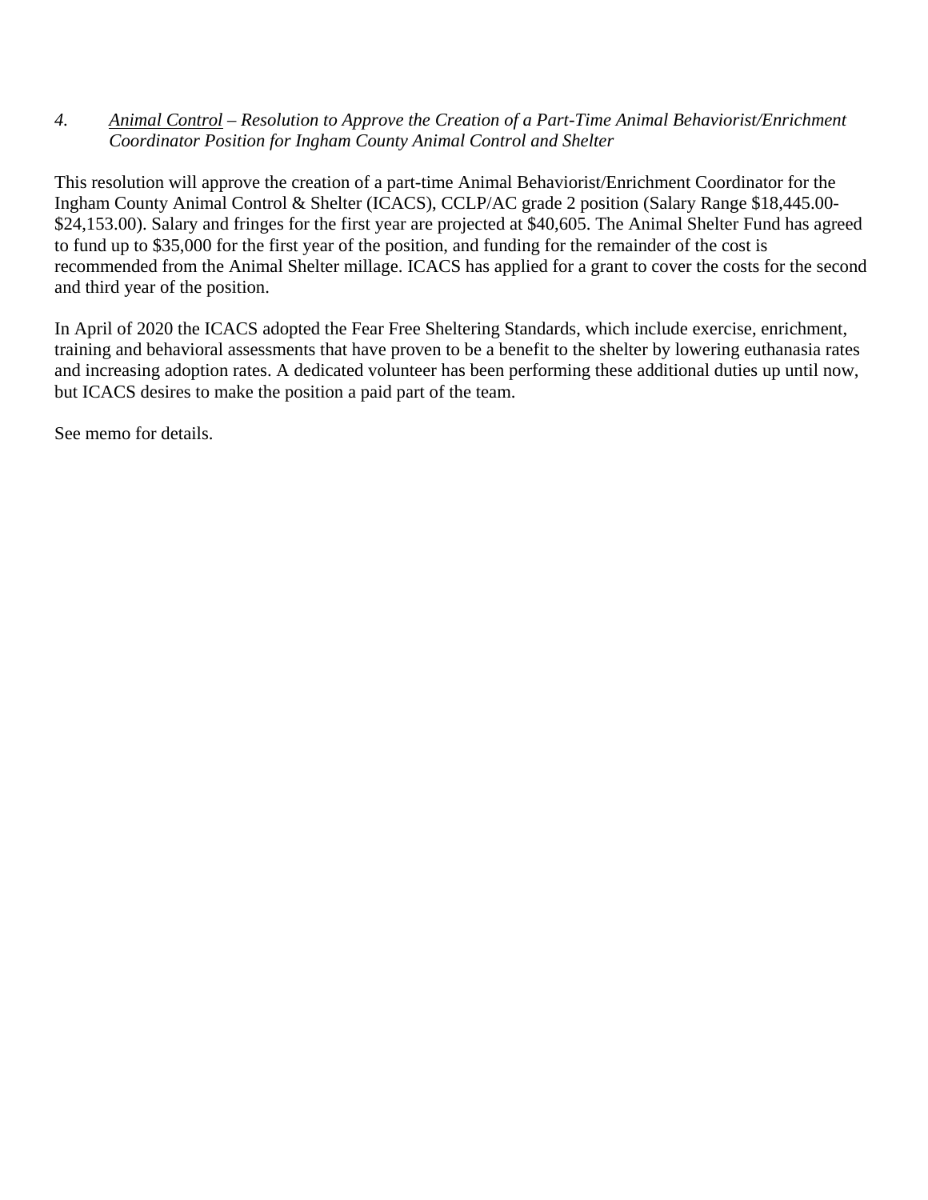*4.* *<u>Animal Control</u> – Resolution to Approve the Creation of a Part-Time Animal Behaviorist/Enrichment Coordinator Position for Ingham County Animal Control and Shelter*

This resolution will approve the creation of a part-time Animal Behaviorist/Enrichment Coordinator for the Ingham County Animal Control & Shelter (ICACS), CCLP/AC grade 2 position (Salary Range $18,445.00-$24,153.00). Salary and fringes for the first year are projected at $40,605. The Animal Shelter Fund has agreed to fund up to $35,000 for the first year of the position, and funding for the remainder of the cost is recommended from the Animal Shelter millage. ICACS has applied for a grant to cover the costs for the second and third year of the position.

In April of 2020 the ICACS adopted the Fear Free Sheltering Standards, which include exercise, enrichment, training and behavioral assessments that have proven to be a benefit to the shelter by lowering euthanasia rates and increasing adoption rates. A dedicated volunteer has been performing these additional duties up until now, but ICACS desires to make the position a paid part of the team.

See memo for details.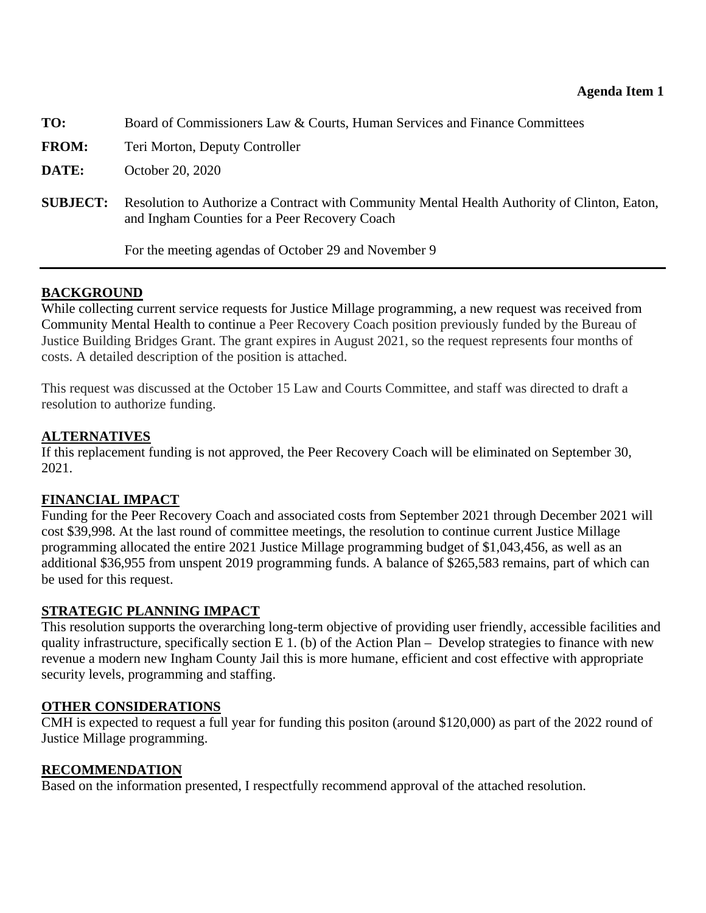**Agenda Item 1**

**TO:** Board of Commissioners Law & Courts, Human Services and Finance Committees

**FROM:** Teri Morton, Deputy Controller

**DATE:** October 20, 2020

**SUBJECT:** Resolution to Authorize a Contract with Community Mental Health Authority of Clinton, Eaton, and Ingham Counties for a Peer Recovery Coach

For the meeting agendas of October 29 and November 9

---

## BACKGROUND

While collecting current service requests for Justice Millage programming, a new request was received from Community Mental Health to continue a Peer Recovery Coach position previously funded by the Bureau of Justice Building Bridges Grant. The grant expires in August 2021, so the request represents four months of costs. A detailed description of the position is attached.

This request was discussed at the October 15 Law and Courts Committee, and staff was directed to draft a resolution to authorize funding.

## ALTERNATIVES

If this replacement funding is not approved, the Peer Recovery Coach will be eliminated on September 30, 2021.

## FINANCIAL IMPACT

Funding for the Peer Recovery Coach and associated costs from September 2021 through December 2021 will cost $39,998. At the last round of committee meetings, the resolution to continue current Justice Millage programming allocated the entire 2021 Justice Millage programming budget of $1,043,456, as well as an additional $36,955 from unspent 2019 programming funds. A balance of $265,583 remains, part of which can be used for this request.

## STRATEGIC PLANNING IMPACT

This resolution supports the overarching long-term objective of providing user friendly, accessible facilities and quality infrastructure, specifically section E 1. (b) of the Action Plan – Develop strategies to finance with new revenue a modern new Ingham County Jail this is more humane, efficient and cost effective with appropriate security levels, programming and staffing.

## OTHER CONSIDERATIONS

CMH is expected to request a full year for funding this positon (around $120,000) as part of the 2022 round of Justice Millage programming.

## RECOMMENDATION

Based on the information presented, I respectfully recommend approval of the attached resolution.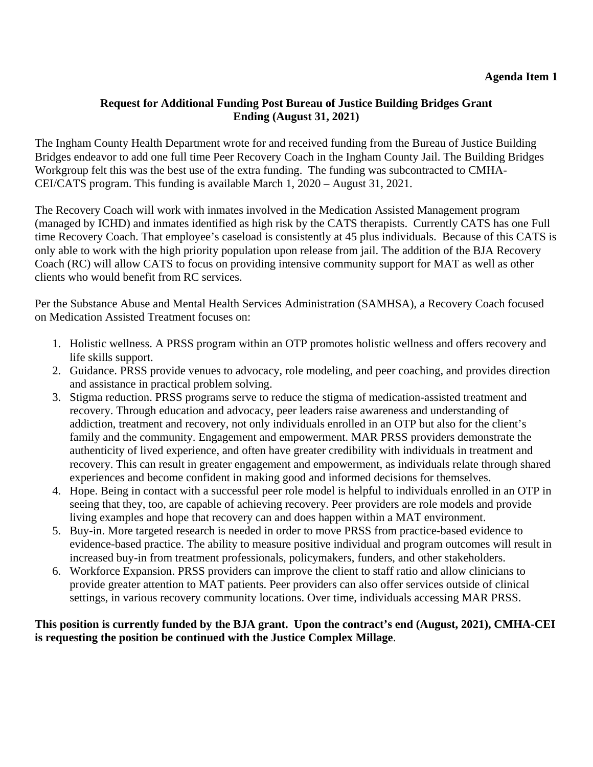**Agenda Item 1**

## Request for Additional Funding Post Bureau of Justice Building Bridges Grant Ending (August 31, 2021)

The Ingham County Health Department wrote for and received funding from the Bureau of Justice Building Bridges endeavor to add one full time Peer Recovery Coach in the Ingham County Jail. The Building Bridges Workgroup felt this was the best use of the extra funding. The funding was subcontracted to CMHA-CEI/CATS program. This funding is available March 1, 2020 – August 31, 2021.

The Recovery Coach will work with inmates involved in the Medication Assisted Management program (managed by ICHD) and inmates identified as high risk by the CATS therapists. Currently CATS has one Full time Recovery Coach. That employee's caseload is consistently at 45 plus individuals. Because of this CATS is only able to work with the high priority population upon release from jail. The addition of the BJA Recovery Coach (RC) will allow CATS to focus on providing intensive community support for MAT as well as other clients who would benefit from RC services.

Per the Substance Abuse and Mental Health Services Administration (SAMHSA), a Recovery Coach focused on Medication Assisted Treatment focuses on:

1. Holistic wellness. A PRSS program within an OTP promotes holistic wellness and offers recovery and life skills support.
2. Guidance. PRSS provide venues to advocacy, role modeling, and peer coaching, and provides direction and assistance in practical problem solving.
3. Stigma reduction. PRSS programs serve to reduce the stigma of medication-assisted treatment and recovery. Through education and advocacy, peer leaders raise awareness and understanding of addiction, treatment and recovery, not only individuals enrolled in an OTP but also for the client's family and the community. Engagement and empowerment. MAR PRSS providers demonstrate the authenticity of lived experience, and often have greater credibility with individuals in treatment and recovery. This can result in greater engagement and empowerment, as individuals relate through shared experiences and become confident in making good and informed decisions for themselves.
4. Hope. Being in contact with a successful peer role model is helpful to individuals enrolled in an OTP in seeing that they, too, are capable of achieving recovery. Peer providers are role models and provide living examples and hope that recovery can and does happen within a MAT environment.
5. Buy-in. More targeted research is needed in order to move PRSS from practice-based evidence to evidence-based practice. The ability to measure positive individual and program outcomes will result in increased buy-in from treatment professionals, policymakers, funders, and other stakeholders.
6. Workforce Expansion. PRSS providers can improve the client to staff ratio and allow clinicians to provide greater attention to MAT patients. Peer providers can also offer services outside of clinical settings, in various recovery community locations. Over time, individuals accessing MAR PRSS.

**This position is currently funded by the BJA grant. Upon the contract's end (August, 2021), CMHA-CEI is requesting the position be continued with the Justice Complex Millage**.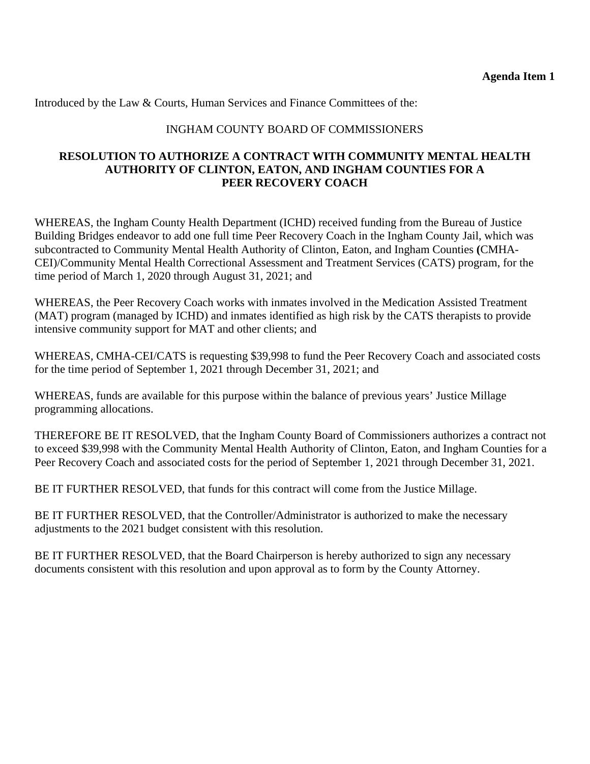**Agenda Item 1**

Introduced by the Law & Courts, Human Services and Finance Committees of the:

INGHAM COUNTY BOARD OF COMMISSIONERS

**RESOLUTION TO AUTHORIZE A CONTRACT WITH COMMUNITY MENTAL HEALTH AUTHORITY OF CLINTON, EATON, AND INGHAM COUNTIES FOR A PEER RECOVERY COACH**

WHEREAS, the Ingham County Health Department (ICHD) received funding from the Bureau of Justice Building Bridges endeavor to add one full time Peer Recovery Coach in the Ingham County Jail, which was subcontracted to Community Mental Health Authority of Clinton, Eaton, and Ingham Counties **(**CMHA-CEI)/Community Mental Health Correctional Assessment and Treatment Services (CATS) program, for the time period of March 1, 2020 through August 31, 2021; and

WHEREAS, the Peer Recovery Coach works with inmates involved in the Medication Assisted Treatment (MAT) program (managed by ICHD) and inmates identified as high risk by the CATS therapists to provide intensive community support for MAT and other clients; and

WHEREAS, CMHA-CEI/CATS is requesting $39,998 to fund the Peer Recovery Coach and associated costs for the time period of September 1, 2021 through December 31, 2021; and

WHEREAS, funds are available for this purpose within the balance of previous years' Justice Millage programming allocations.

THEREFORE BE IT RESOLVED, that the Ingham County Board of Commissioners authorizes a contract not to exceed $39,998 with the Community Mental Health Authority of Clinton, Eaton, and Ingham Counties for a Peer Recovery Coach and associated costs for the period of September 1, 2021 through December 31, 2021.

BE IT FURTHER RESOLVED, that funds for this contract will come from the Justice Millage.

BE IT FURTHER RESOLVED, that the Controller/Administrator is authorized to make the necessary adjustments to the 2021 budget consistent with this resolution.

BE IT FURTHER RESOLVED, that the Board Chairperson is hereby authorized to sign any necessary documents consistent with this resolution and upon approval as to form by the County Attorney.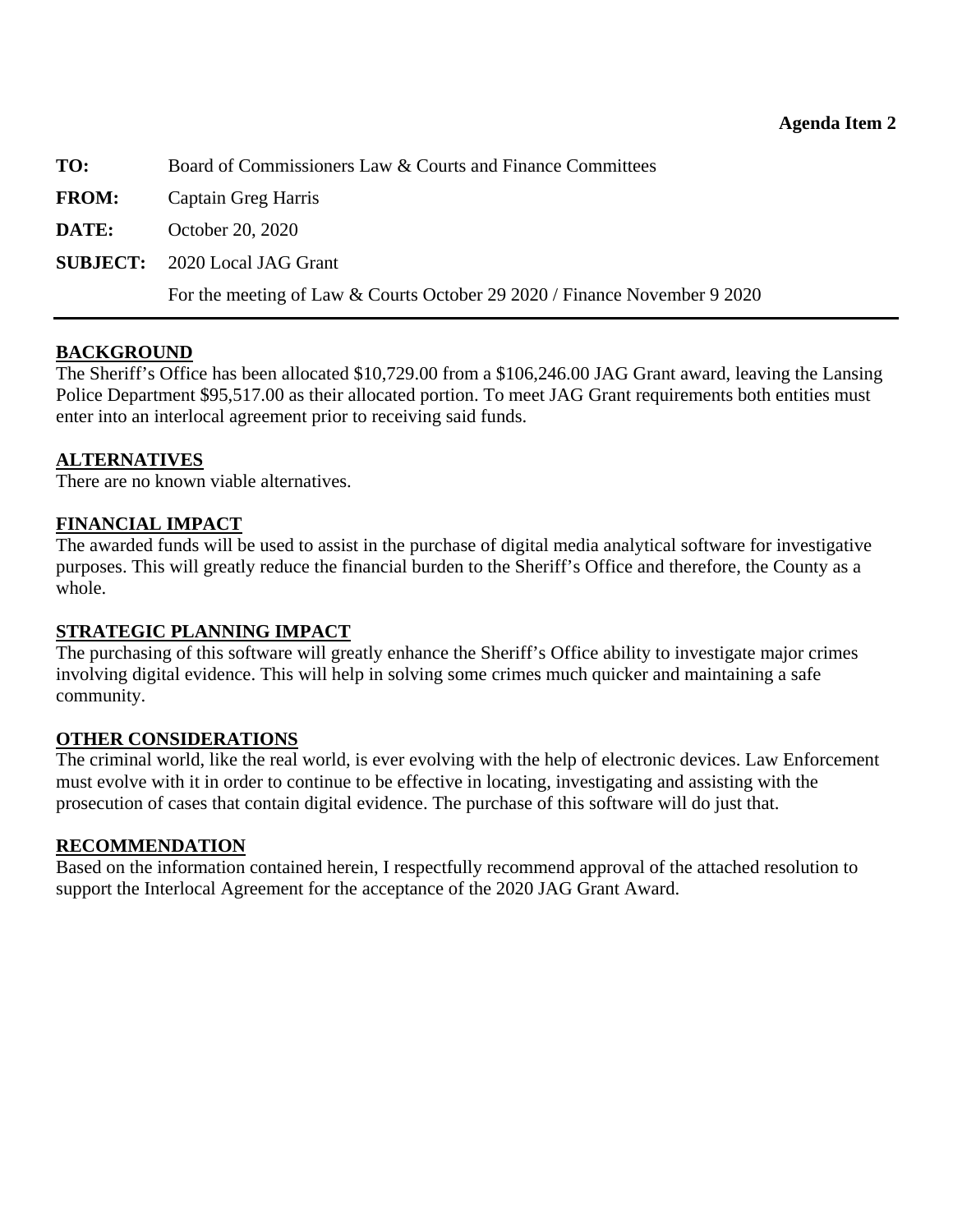**Agenda Item 2**

**TO:** Board of Commissioners Law & Courts and Finance Committees

**FROM:** Captain Greg Harris

**DATE:** October 20, 2020

**SUBJECT:** 2020 Local JAG Grant

For the meeting of Law & Courts October 29 2020 / Finance November 9 2020

---

## BACKGROUND

The Sheriff's Office has been allocated $10,729.00 from a $106,246.00 JAG Grant award, leaving the Lansing Police Department $95,517.00 as their allocated portion. To meet JAG Grant requirements both entities must enter into an interlocal agreement prior to receiving said funds.

## ALTERNATIVES

There are no known viable alternatives.

## FINANCIAL IMPACT

The awarded funds will be used to assist in the purchase of digital media analytical software for investigative purposes. This will greatly reduce the financial burden to the Sheriff's Office and therefore, the County as a whole.

## STRATEGIC PLANNING IMPACT

The purchasing of this software will greatly enhance the Sheriff's Office ability to investigate major crimes involving digital evidence. This will help in solving some crimes much quicker and maintaining a safe community.

## OTHER CONSIDERATIONS

The criminal world, like the real world, is ever evolving with the help of electronic devices. Law Enforcement must evolve with it in order to continue to be effective in locating, investigating and assisting with the prosecution of cases that contain digital evidence. The purchase of this software will do just that.

## RECOMMENDATION

Based on the information contained herein, I respectfully recommend approval of the attached resolution to support the Interlocal Agreement for the acceptance of the 2020 JAG Grant Award.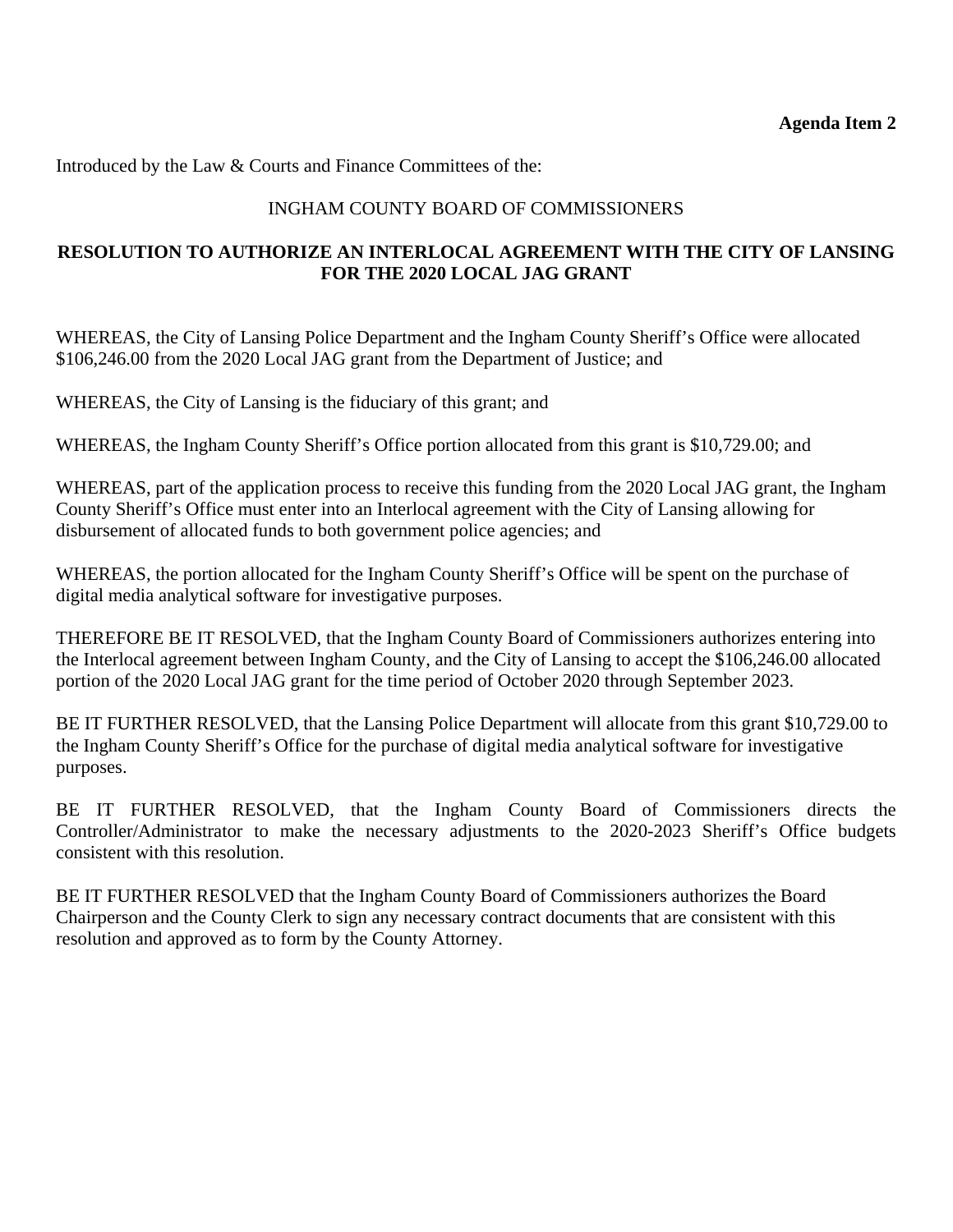**Agenda Item 2**

Introduced by the Law & Courts and Finance Committees of the:

INGHAM COUNTY BOARD OF COMMISSIONERS

**RESOLUTION TO AUTHORIZE AN INTERLOCAL AGREEMENT WITH THE CITY OF LANSING FOR THE 2020 LOCAL JAG GRANT**

WHEREAS, the City of Lansing Police Department and the Ingham County Sheriff's Office were allocated $106,246.00 from the 2020 Local JAG grant from the Department of Justice; and

WHEREAS, the City of Lansing is the fiduciary of this grant; and

WHEREAS, the Ingham County Sheriff's Office portion allocated from this grant is $10,729.00; and

WHEREAS, part of the application process to receive this funding from the 2020 Local JAG grant, the Ingham County Sheriff's Office must enter into an Interlocal agreement with the City of Lansing allowing for disbursement of allocated funds to both government police agencies; and

WHEREAS, the portion allocated for the Ingham County Sheriff's Office will be spent on the purchase of digital media analytical software for investigative purposes.

THEREFORE BE IT RESOLVED, that the Ingham County Board of Commissioners authorizes entering into the Interlocal agreement between Ingham County, and the City of Lansing to accept the $106,246.00 allocated portion of the 2020 Local JAG grant for the time period of October 2020 through September 2023.

BE IT FURTHER RESOLVED, that the Lansing Police Department will allocate from this grant $10,729.00 to the Ingham County Sheriff's Office for the purchase of digital media analytical software for investigative purposes.

BE IT FURTHER RESOLVED, that the Ingham County Board of Commissioners directs the Controller/Administrator to make the necessary adjustments to the 2020-2023 Sheriff's Office budgets consistent with this resolution.

BE IT FURTHER RESOLVED that the Ingham County Board of Commissioners authorizes the Board Chairperson and the County Clerk to sign any necessary contract documents that are consistent with this resolution and approved as to form by the County Attorney.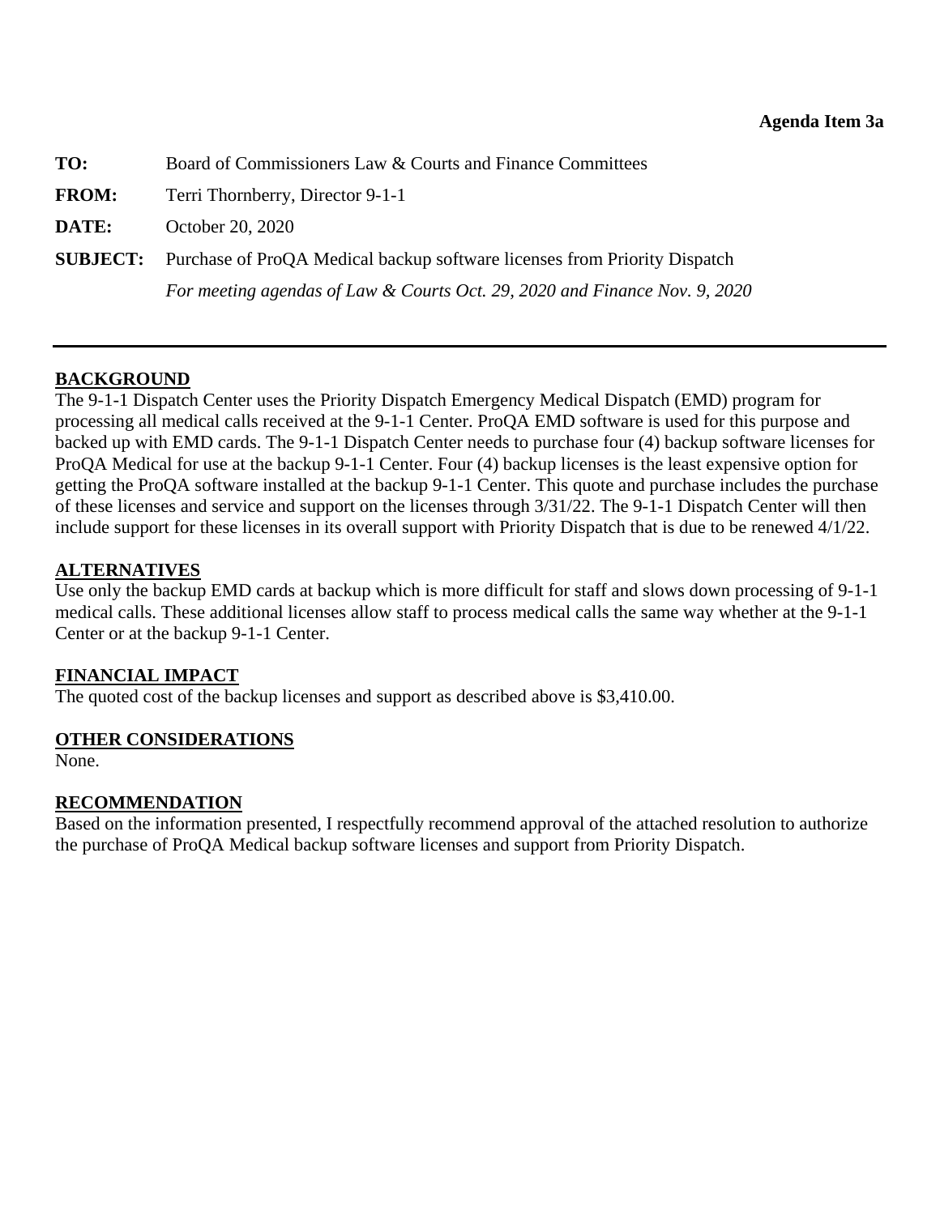**Agenda Item 3a**

| | |
|---|---|
| **TO:** | Board of Commissioners Law & Courts and Finance Committees |
| **FROM:** | Terri Thornberry, Director 9-1-1 |
| **DATE:** | October 20, 2020 |
| **SUBJECT:** | Purchase of ProQA Medical backup software licenses from Priority Dispatch<br>*For meeting agendas of Law & Courts Oct. 29, 2020 and Finance Nov. 9, 2020* |

---

## BACKGROUND

The 9-1-1 Dispatch Center uses the Priority Dispatch Emergency Medical Dispatch (EMD) program for processing all medical calls received at the 9-1-1 Center. ProQA EMD software is used for this purpose and backed up with EMD cards. The 9-1-1 Dispatch Center needs to purchase four (4) backup software licenses for ProQA Medical for use at the backup 9-1-1 Center. Four (4) backup licenses is the least expensive option for getting the ProQA software installed at the backup 9-1-1 Center. This quote and purchase includes the purchase of these licenses and service and support on the licenses through 3/31/22. The 9-1-1 Dispatch Center will then include support for these licenses in its overall support with Priority Dispatch that is due to be renewed 4/1/22.

## ALTERNATIVES

Use only the backup EMD cards at backup which is more difficult for staff and slows down processing of 9-1-1 medical calls. These additional licenses allow staff to process medical calls the same way whether at the 9-1-1 Center or at the backup 9-1-1 Center.

## FINANCIAL IMPACT

The quoted cost of the backup licenses and support as described above is $3,410.00.

## OTHER CONSIDERATIONS

None.

## RECOMMENDATION

Based on the information presented, I respectfully recommend approval of the attached resolution to authorize the purchase of ProQA Medical backup software licenses and support from Priority Dispatch.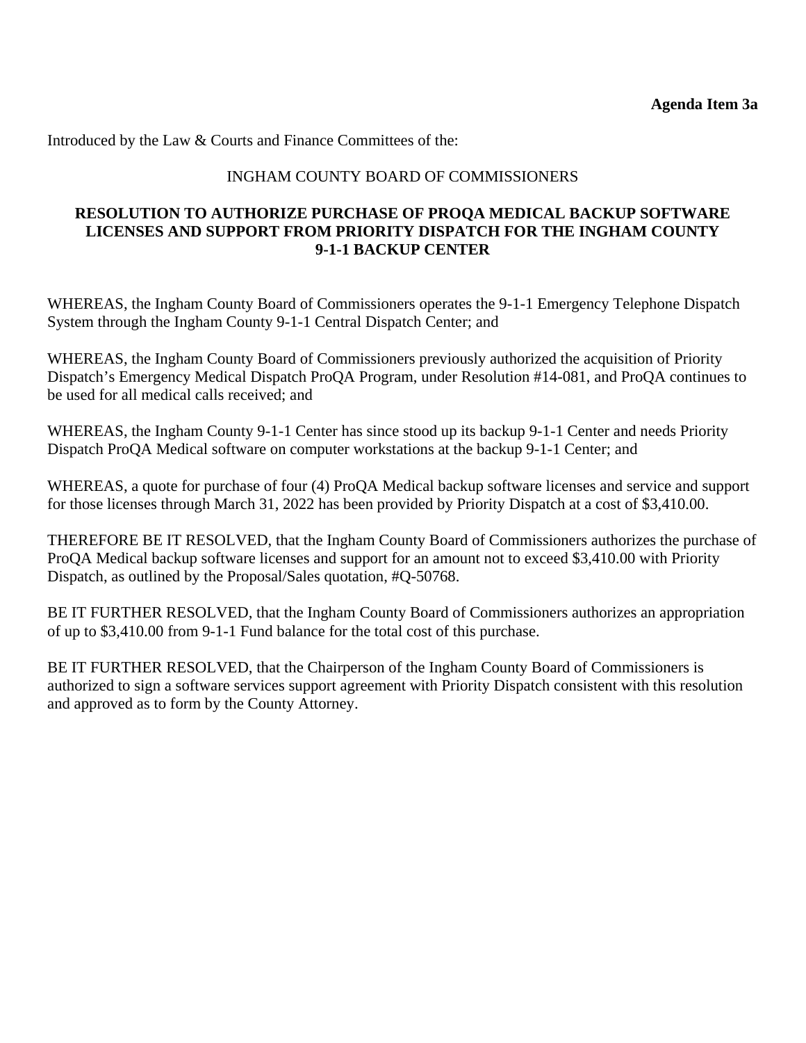**Agenda Item 3a**

Introduced by the Law & Courts and Finance Committees of the:

INGHAM COUNTY BOARD OF COMMISSIONERS

**RESOLUTION TO AUTHORIZE PURCHASE OF PROQA MEDICAL BACKUP SOFTWARE LICENSES AND SUPPORT FROM PRIORITY DISPATCH FOR THE INGHAM COUNTY 9-1-1 BACKUP CENTER**

WHEREAS, the Ingham County Board of Commissioners operates the 9-1-1 Emergency Telephone Dispatch System through the Ingham County 9-1-1 Central Dispatch Center; and

WHEREAS, the Ingham County Board of Commissioners previously authorized the acquisition of Priority Dispatch's Emergency Medical Dispatch ProQA Program, under Resolution #14-081, and ProQA continues to be used for all medical calls received; and

WHEREAS, the Ingham County 9-1-1 Center has since stood up its backup 9-1-1 Center and needs Priority Dispatch ProQA Medical software on computer workstations at the backup 9-1-1 Center; and

WHEREAS, a quote for purchase of four (4) ProQA Medical backup software licenses and service and support for those licenses through March 31, 2022 has been provided by Priority Dispatch at a cost of $3,410.00.

THEREFORE BE IT RESOLVED, that the Ingham County Board of Commissioners authorizes the purchase of ProQA Medical backup software licenses and support for an amount not to exceed $3,410.00 with Priority Dispatch, as outlined by the Proposal/Sales quotation, #Q-50768.

BE IT FURTHER RESOLVED, that the Ingham County Board of Commissioners authorizes an appropriation of up to $3,410.00 from 9-1-1 Fund balance for the total cost of this purchase.

BE IT FURTHER RESOLVED, that the Chairperson of the Ingham County Board of Commissioners is authorized to sign a software services support agreement with Priority Dispatch consistent with this resolution and approved as to form by the County Attorney.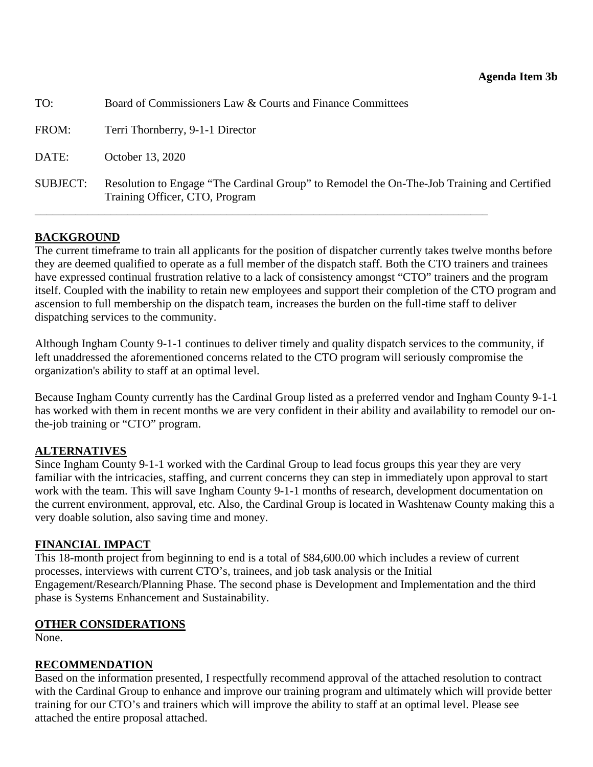**Agenda Item 3b**

TO: Board of Commissioners Law & Courts and Finance Committees

FROM: Terri Thornberry, 9-1-1 Director

DATE: October 13, 2020

SUBJECT: Resolution to Engage "The Cardinal Group" to Remodel the On-The-Job Training and Certified Training Officer, CTO, Program

---

**BACKGROUND**

The current timeframe to train all applicants for the position of dispatcher currently takes twelve months before they are deemed qualified to operate as a full member of the dispatch staff. Both the CTO trainers and trainees have expressed continual frustration relative to a lack of consistency amongst "CTO" trainers and the program itself. Coupled with the inability to retain new employees and support their completion of the CTO program and ascension to full membership on the dispatch team, increases the burden on the full-time staff to deliver dispatching services to the community.

Although Ingham County 9-1-1 continues to deliver timely and quality dispatch services to the community, if left unaddressed the aforementioned concerns related to the CTO program will seriously compromise the organization's ability to staff at an optimal level.

Because Ingham County currently has the Cardinal Group listed as a preferred vendor and Ingham County 9-1-1 has worked with them in recent months we are very confident in their ability and availability to remodel our on-the-job training or "CTO" program.

**ALTERNATIVES**

Since Ingham County 9-1-1 worked with the Cardinal Group to lead focus groups this year they are very familiar with the intricacies, staffing, and current concerns they can step in immediately upon approval to start work with the team. This will save Ingham County 9-1-1 months of research, development documentation on the current environment, approval, etc. Also, the Cardinal Group is located in Washtenaw County making this a very doable solution, also saving time and money.

**FINANCIAL IMPACT**

This 18-month project from beginning to end is a total of $84,600.00 which includes a review of current processes, interviews with current CTO's, trainees, and job task analysis or the Initial Engagement/Research/Planning Phase. The second phase is Development and Implementation and the third phase is Systems Enhancement and Sustainability.

**OTHER CONSIDERATIONS**

None.

**RECOMMENDATION**

Based on the information presented, I respectfully recommend approval of the attached resolution to contract with the Cardinal Group to enhance and improve our training program and ultimately which will provide better training for our CTO's and trainers which will improve the ability to staff at an optimal level. Please see attached the entire proposal attached.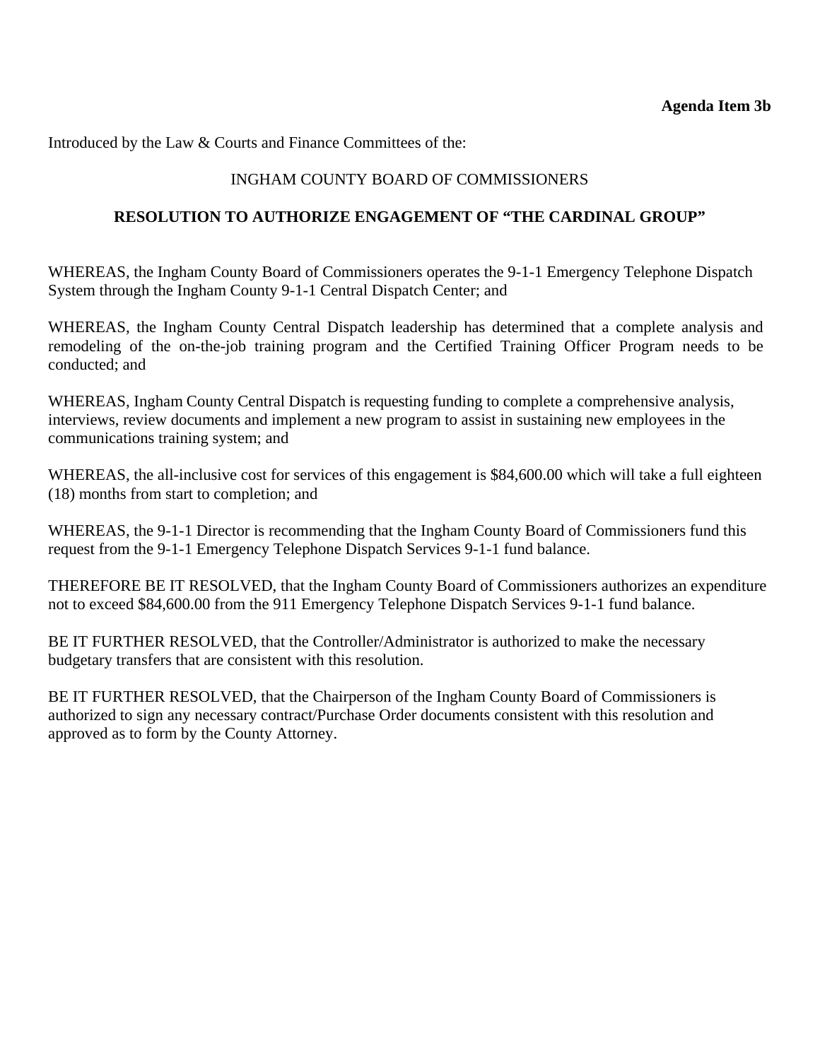**Agenda Item 3b**

Introduced by the Law & Courts and Finance Committees of the:

INGHAM COUNTY BOARD OF COMMISSIONERS

**RESOLUTION TO AUTHORIZE ENGAGEMENT OF "THE CARDINAL GROUP"**

WHEREAS, the Ingham County Board of Commissioners operates the 9-1-1 Emergency Telephone Dispatch System through the Ingham County 9-1-1 Central Dispatch Center; and

WHEREAS, the Ingham County Central Dispatch leadership has determined that a complete analysis and remodeling of the on-the-job training program and the Certified Training Officer Program needs to be conducted; and

WHEREAS, Ingham County Central Dispatch is requesting funding to complete a comprehensive analysis, interviews, review documents and implement a new program to assist in sustaining new employees in the communications training system; and

WHEREAS, the all-inclusive cost for services of this engagement is $84,600.00 which will take a full eighteen (18) months from start to completion; and

WHEREAS, the 9-1-1 Director is recommending that the Ingham County Board of Commissioners fund this request from the 9-1-1 Emergency Telephone Dispatch Services 9-1-1 fund balance.

THEREFORE BE IT RESOLVED, that the Ingham County Board of Commissioners authorizes an expenditure not to exceed $84,600.00 from the 911 Emergency Telephone Dispatch Services 9-1-1 fund balance.

BE IT FURTHER RESOLVED, that the Controller/Administrator is authorized to make the necessary budgetary transfers that are consistent with this resolution.

BE IT FURTHER RESOLVED, that the Chairperson of the Ingham County Board of Commissioners is authorized to sign any necessary contract/Purchase Order documents consistent with this resolution and approved as to form by the County Attorney.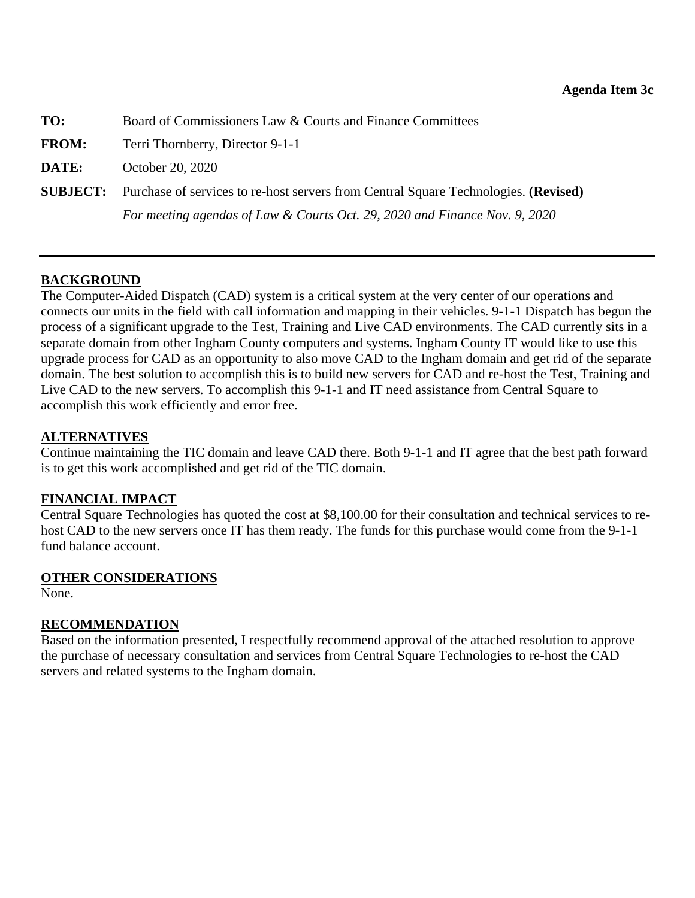**Agenda Item 3c**

**TO:** Board of Commissioners Law & Courts and Finance Committees

**FROM:** Terri Thornberry, Director 9-1-1

**DATE:** October 20, 2020

**SUBJECT:** Purchase of services to re-host servers from Central Square Technologies. **(Revised)**

*For meeting agendas of Law & Courts Oct. 29, 2020 and Finance Nov. 9, 2020*

---

## BACKGROUND

The Computer-Aided Dispatch (CAD) system is a critical system at the very center of our operations and connects our units in the field with call information and mapping in their vehicles. 9-1-1 Dispatch has begun the process of a significant upgrade to the Test, Training and Live CAD environments. The CAD currently sits in a separate domain from other Ingham County computers and systems. Ingham County IT would like to use this upgrade process for CAD as an opportunity to also move CAD to the Ingham domain and get rid of the separate domain. The best solution to accomplish this is to build new servers for CAD and re-host the Test, Training and Live CAD to the new servers. To accomplish this 9-1-1 and IT need assistance from Central Square to accomplish this work efficiently and error free.

## ALTERNATIVES

Continue maintaining the TIC domain and leave CAD there. Both 9-1-1 and IT agree that the best path forward is to get this work accomplished and get rid of the TIC domain.

## FINANCIAL IMPACT

Central Square Technologies has quoted the cost at $8,100.00 for their consultation and technical services to re-host CAD to the new servers once IT has them ready. The funds for this purchase would come from the 9-1-1 fund balance account.

## OTHER CONSIDERATIONS

None.

## RECOMMENDATION

Based on the information presented, I respectfully recommend approval of the attached resolution to approve the purchase of necessary consultation and services from Central Square Technologies to re-host the CAD servers and related systems to the Ingham domain.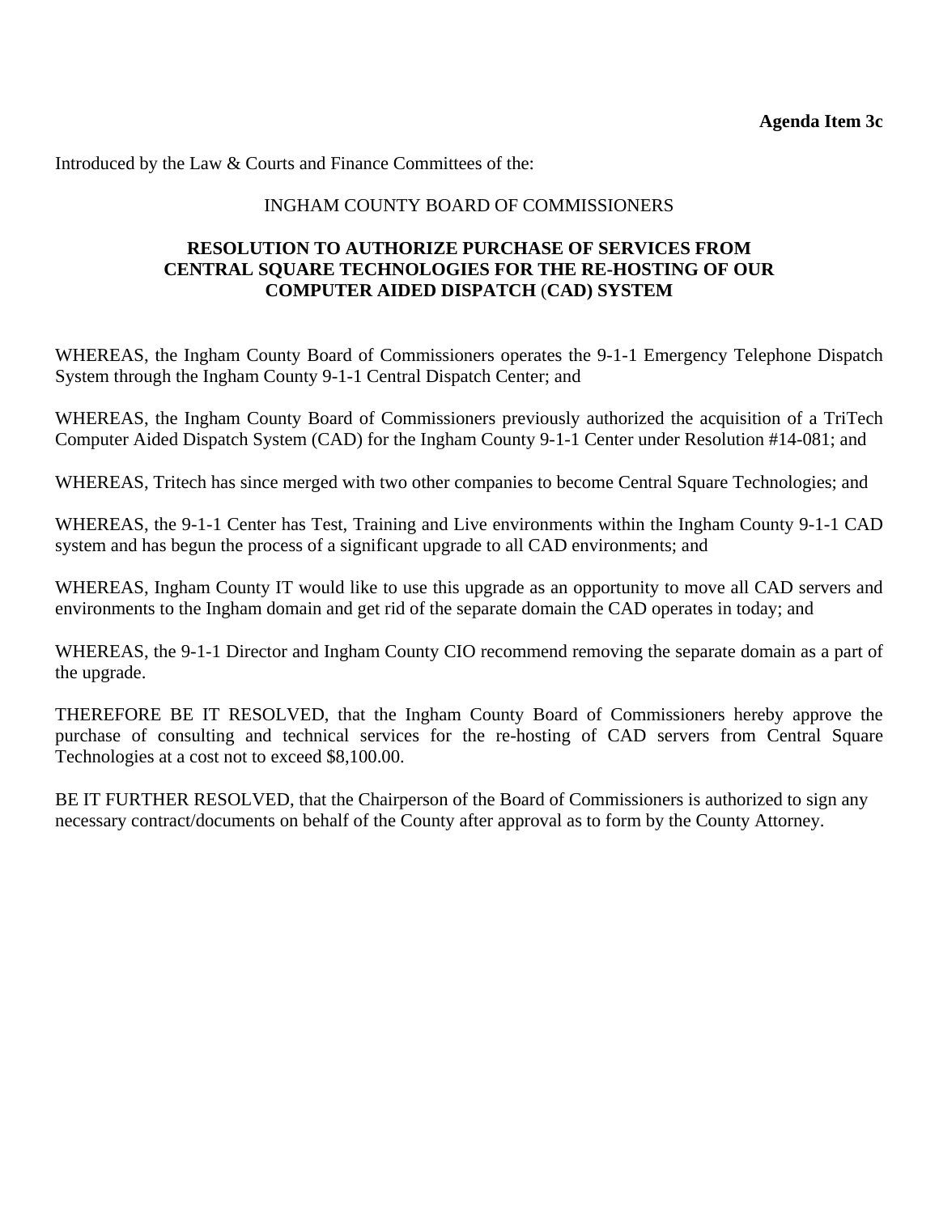**Agenda Item 3c**

Introduced by the Law & Courts and Finance Committees of the:

INGHAM COUNTY BOARD OF COMMISSIONERS

**RESOLUTION TO AUTHORIZE PURCHASE OF SERVICES FROM CENTRAL SQUARE TECHNOLOGIES FOR THE RE-HOSTING OF OUR COMPUTER AIDED DISPATCH (CAD) SYSTEM**

WHEREAS, the Ingham County Board of Commissioners operates the 9-1-1 Emergency Telephone Dispatch System through the Ingham County 9-1-1 Central Dispatch Center; and

WHEREAS, the Ingham County Board of Commissioners previously authorized the acquisition of a TriTech Computer Aided Dispatch System (CAD) for the Ingham County 9-1-1 Center under Resolution #14-081; and

WHEREAS, Tritech has since merged with two other companies to become Central Square Technologies; and

WHEREAS, the 9-1-1 Center has Test, Training and Live environments within the Ingham County 9-1-1 CAD system and has begun the process of a significant upgrade to all CAD environments; and

WHEREAS, Ingham County IT would like to use this upgrade as an opportunity to move all CAD servers and environments to the Ingham domain and get rid of the separate domain the CAD operates in today; and

WHEREAS, the 9-1-1 Director and Ingham County CIO recommend removing the separate domain as a part of the upgrade.

THEREFORE BE IT RESOLVED, that the Ingham County Board of Commissioners hereby approve the purchase of consulting and technical services for the re-hosting of CAD servers from Central Square Technologies at a cost not to exceed $8,100.00.

BE IT FURTHER RESOLVED, that the Chairperson of the Board of Commissioners is authorized to sign any necessary contract/documents on behalf of the County after approval as to form by the County Attorney.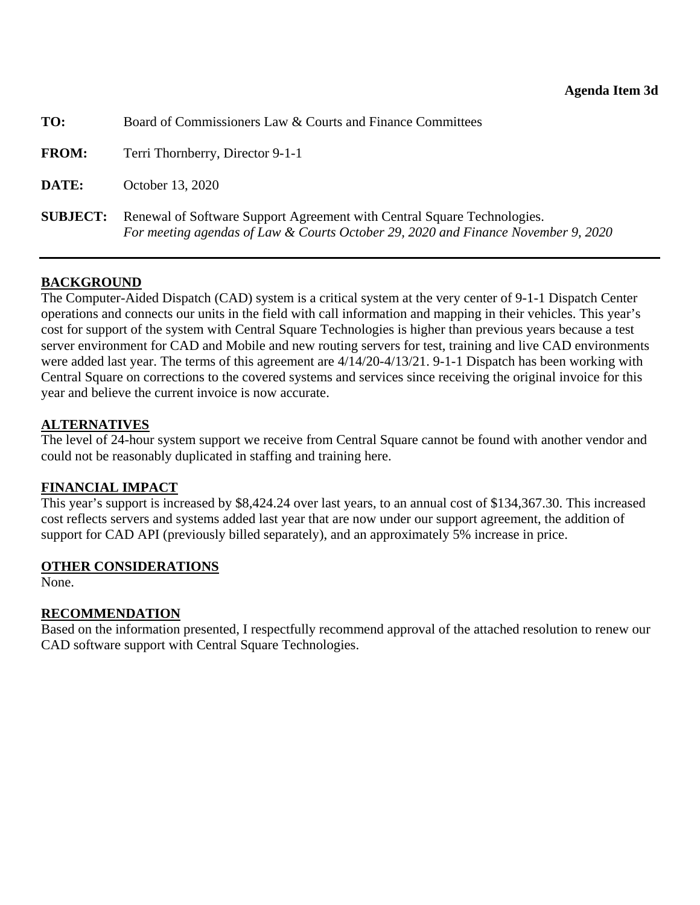**Agenda Item 3d**

| | |
|---|---|
| **TO:** | Board of Commissioners Law & Courts and Finance Committees |
| **FROM:** | Terri Thornberry, Director 9-1-1 |
| **DATE:** | October 13, 2020 |
| **SUBJECT:** | Renewal of Software Support Agreement with Central Square Technologies. *For meeting agendas of Law & Courts October 29, 2020 and Finance November 9, 2020* |

---

## BACKGROUND

The Computer-Aided Dispatch (CAD) system is a critical system at the very center of 9-1-1 Dispatch Center operations and connects our units in the field with call information and mapping in their vehicles. This year's cost for support of the system with Central Square Technologies is higher than previous years because a test server environment for CAD and Mobile and new routing servers for test, training and live CAD environments were added last year. The terms of this agreement are 4/14/20-4/13/21. 9-1-1 Dispatch has been working with Central Square on corrections to the covered systems and services since receiving the original invoice for this year and believe the current invoice is now accurate.

## ALTERNATIVES

The level of 24-hour system support we receive from Central Square cannot be found with another vendor and could not be reasonably duplicated in staffing and training here.

## FINANCIAL IMPACT

This year's support is increased by $8,424.24 over last years, to an annual cost of $134,367.30. This increased cost reflects servers and systems added last year that are now under our support agreement, the addition of support for CAD API (previously billed separately), and an approximately 5% increase in price.

## OTHER CONSIDERATIONS

None.

## RECOMMENDATION

Based on the information presented, I respectfully recommend approval of the attached resolution to renew our CAD software support with Central Square Technologies.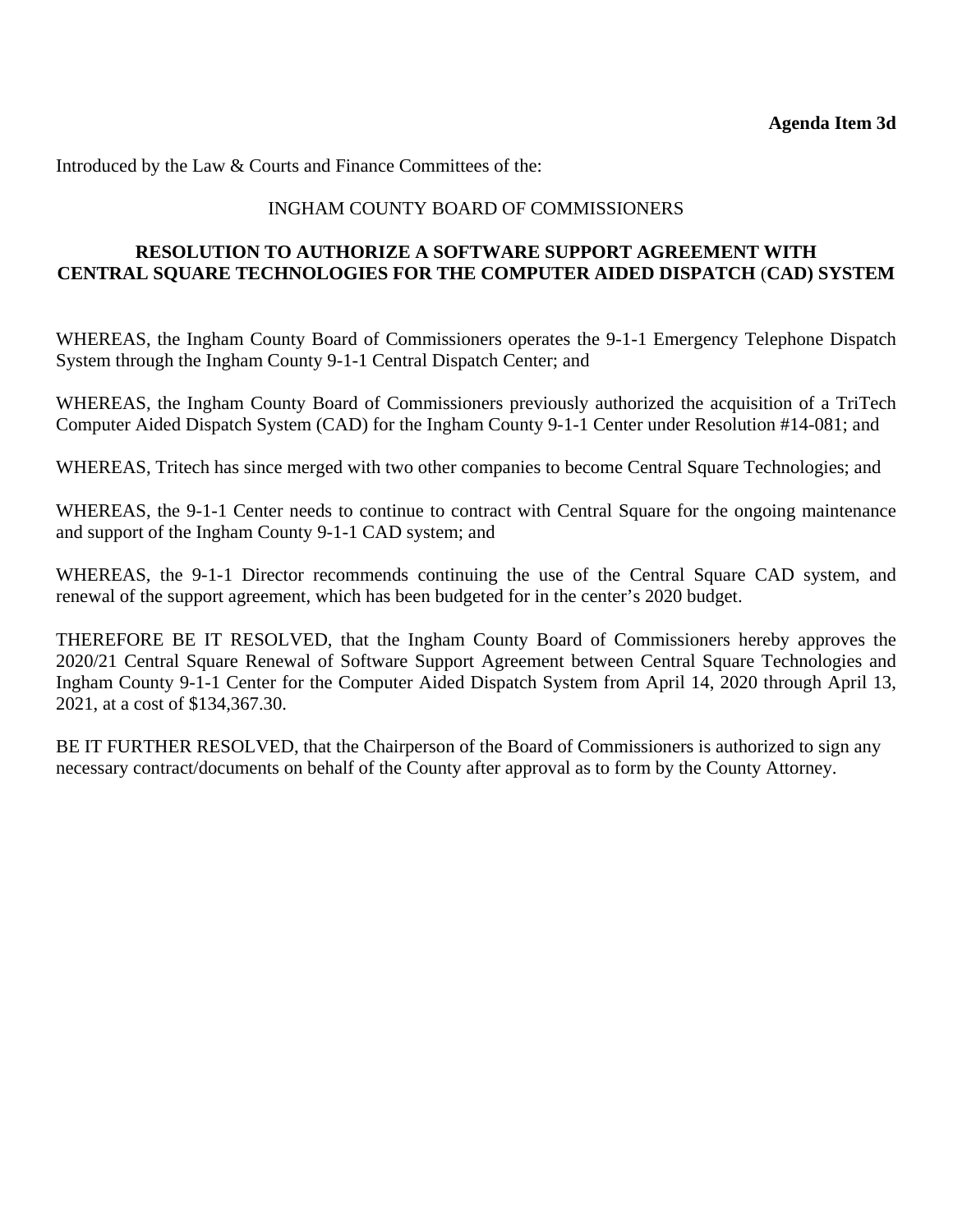**Agenda Item 3d**

Introduced by the Law & Courts and Finance Committees of the:

INGHAM COUNTY BOARD OF COMMISSIONERS

**RESOLUTION TO AUTHORIZE A SOFTWARE SUPPORT AGREEMENT WITH CENTRAL SQUARE TECHNOLOGIES FOR THE COMPUTER AIDED DISPATCH (CAD) SYSTEM**

WHEREAS, the Ingham County Board of Commissioners operates the 9-1-1 Emergency Telephone Dispatch System through the Ingham County 9-1-1 Central Dispatch Center; and

WHEREAS, the Ingham County Board of Commissioners previously authorized the acquisition of a TriTech Computer Aided Dispatch System (CAD) for the Ingham County 9-1-1 Center under Resolution #14-081; and

WHEREAS, Tritech has since merged with two other companies to become Central Square Technologies; and

WHEREAS, the 9-1-1 Center needs to continue to contract with Central Square for the ongoing maintenance and support of the Ingham County 9-1-1 CAD system; and

WHEREAS, the 9-1-1 Director recommends continuing the use of the Central Square CAD system, and renewal of the support agreement, which has been budgeted for in the center's 2020 budget.

THEREFORE BE IT RESOLVED, that the Ingham County Board of Commissioners hereby approves the 2020/21 Central Square Renewal of Software Support Agreement between Central Square Technologies and Ingham County 9-1-1 Center for the Computer Aided Dispatch System from April 14, 2020 through April 13, 2021, at a cost of $134,367.30.

BE IT FURTHER RESOLVED, that the Chairperson of the Board of Commissioners is authorized to sign any necessary contract/documents on behalf of the County after approval as to form by the County Attorney.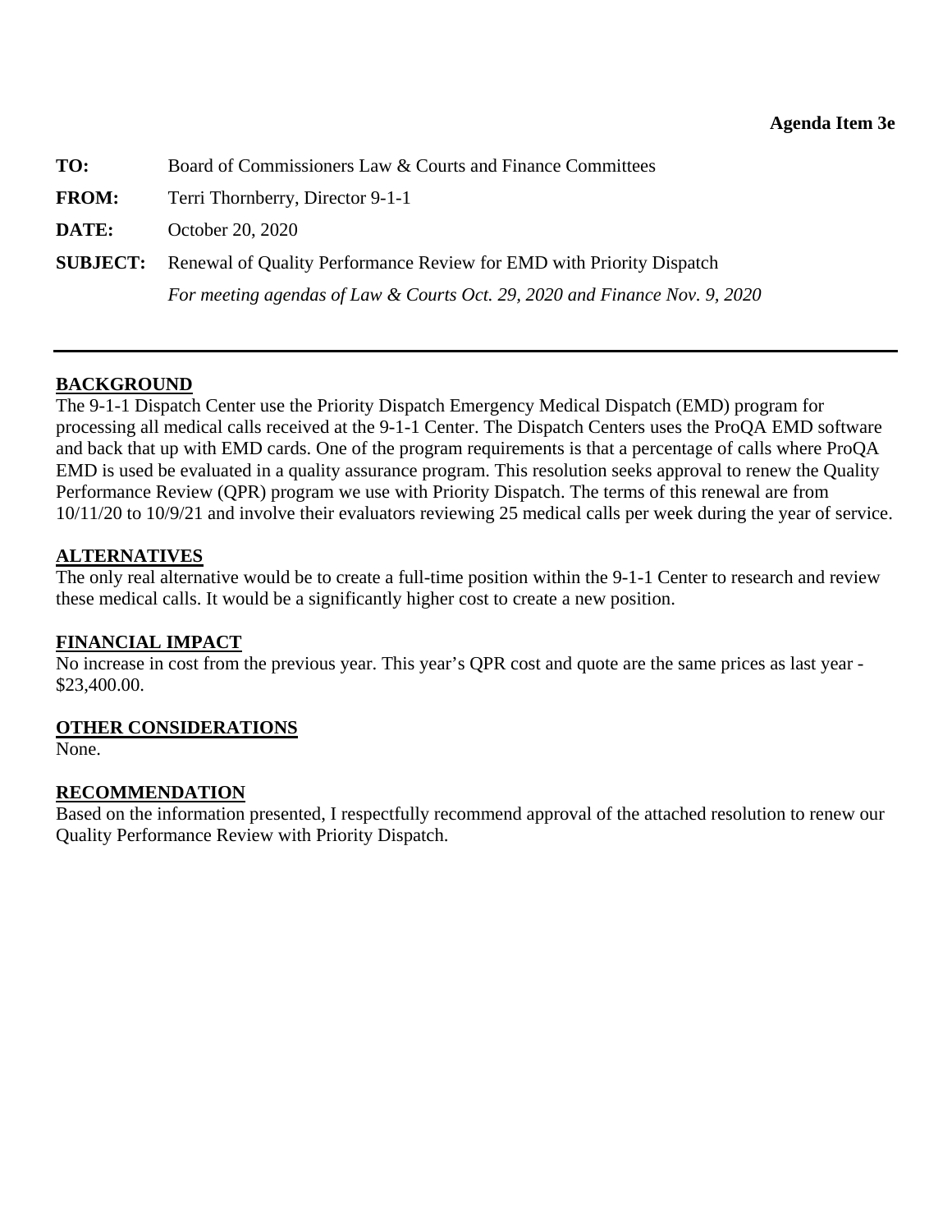**Agenda Item 3e**

**TO:** Board of Commissioners Law & Courts and Finance Committees

**FROM:** Terri Thornberry, Director 9-1-1

**DATE:** October 20, 2020

**SUBJECT:** Renewal of Quality Performance Review for EMD with Priority Dispatch
*For meeting agendas of Law & Courts Oct. 29, 2020 and Finance Nov. 9, 2020*

---

## BACKGROUND

The 9-1-1 Dispatch Center use the Priority Dispatch Emergency Medical Dispatch (EMD) program for processing all medical calls received at the 9-1-1 Center. The Dispatch Centers uses the ProQA EMD software and back that up with EMD cards. One of the program requirements is that a percentage of calls where ProQA EMD is used be evaluated in a quality assurance program. This resolution seeks approval to renew the Quality Performance Review (QPR) program we use with Priority Dispatch. The terms of this renewal are from 10/11/20 to 10/9/21 and involve their evaluators reviewing 25 medical calls per week during the year of service.

## ALTERNATIVES

The only real alternative would be to create a full-time position within the 9-1-1 Center to research and review these medical calls. It would be a significantly higher cost to create a new position.

## FINANCIAL IMPACT

No increase in cost from the previous year. This year's QPR cost and quote are the same prices as last year - $23,400.00.

## OTHER CONSIDERATIONS

None.

## RECOMMENDATION

Based on the information presented, I respectfully recommend approval of the attached resolution to renew our Quality Performance Review with Priority Dispatch.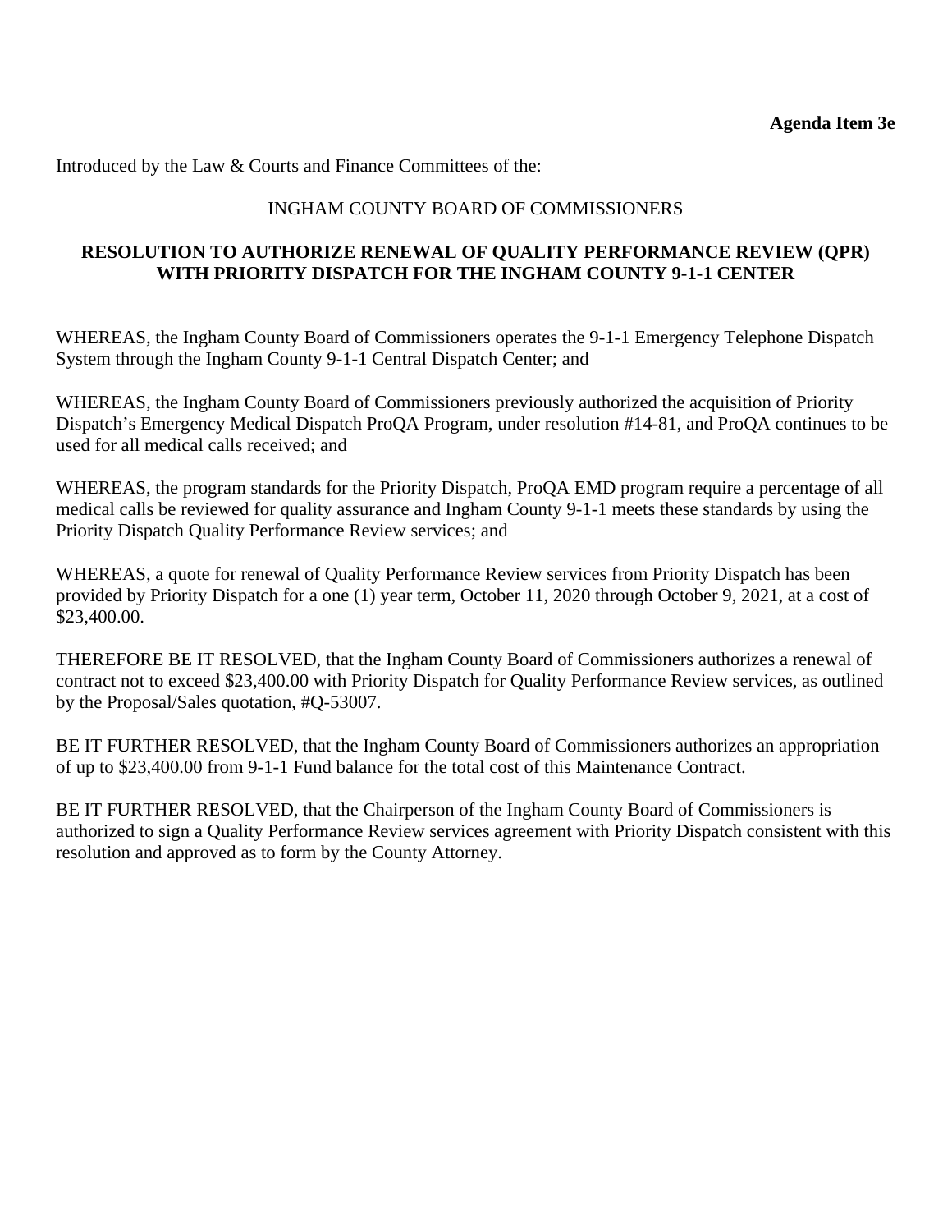**Agenda Item 3e**

Introduced by the Law & Courts and Finance Committees of the:

INGHAM COUNTY BOARD OF COMMISSIONERS

**RESOLUTION TO AUTHORIZE RENEWAL OF QUALITY PERFORMANCE REVIEW (QPR) WITH PRIORITY DISPATCH FOR THE INGHAM COUNTY 9-1-1 CENTER**

WHEREAS, the Ingham County Board of Commissioners operates the 9-1-1 Emergency Telephone Dispatch System through the Ingham County 9-1-1 Central Dispatch Center; and

WHEREAS, the Ingham County Board of Commissioners previously authorized the acquisition of Priority Dispatch's Emergency Medical Dispatch ProQA Program, under resolution #14-81, and ProQA continues to be used for all medical calls received; and

WHEREAS, the program standards for the Priority Dispatch, ProQA EMD program require a percentage of all medical calls be reviewed for quality assurance and Ingham County 9-1-1 meets these standards by using the Priority Dispatch Quality Performance Review services; and

WHEREAS, a quote for renewal of Quality Performance Review services from Priority Dispatch has been provided by Priority Dispatch for a one (1) year term, October 11, 2020 through October 9, 2021, at a cost of $23,400.00.

THEREFORE BE IT RESOLVED, that the Ingham County Board of Commissioners authorizes a renewal of contract not to exceed $23,400.00 with Priority Dispatch for Quality Performance Review services, as outlined by the Proposal/Sales quotation, #Q-53007.

BE IT FURTHER RESOLVED, that the Ingham County Board of Commissioners authorizes an appropriation of up to $23,400.00 from 9-1-1 Fund balance for the total cost of this Maintenance Contract.

BE IT FURTHER RESOLVED, that the Chairperson of the Ingham County Board of Commissioners is authorized to sign a Quality Performance Review services agreement with Priority Dispatch consistent with this resolution and approved as to form by the County Attorney.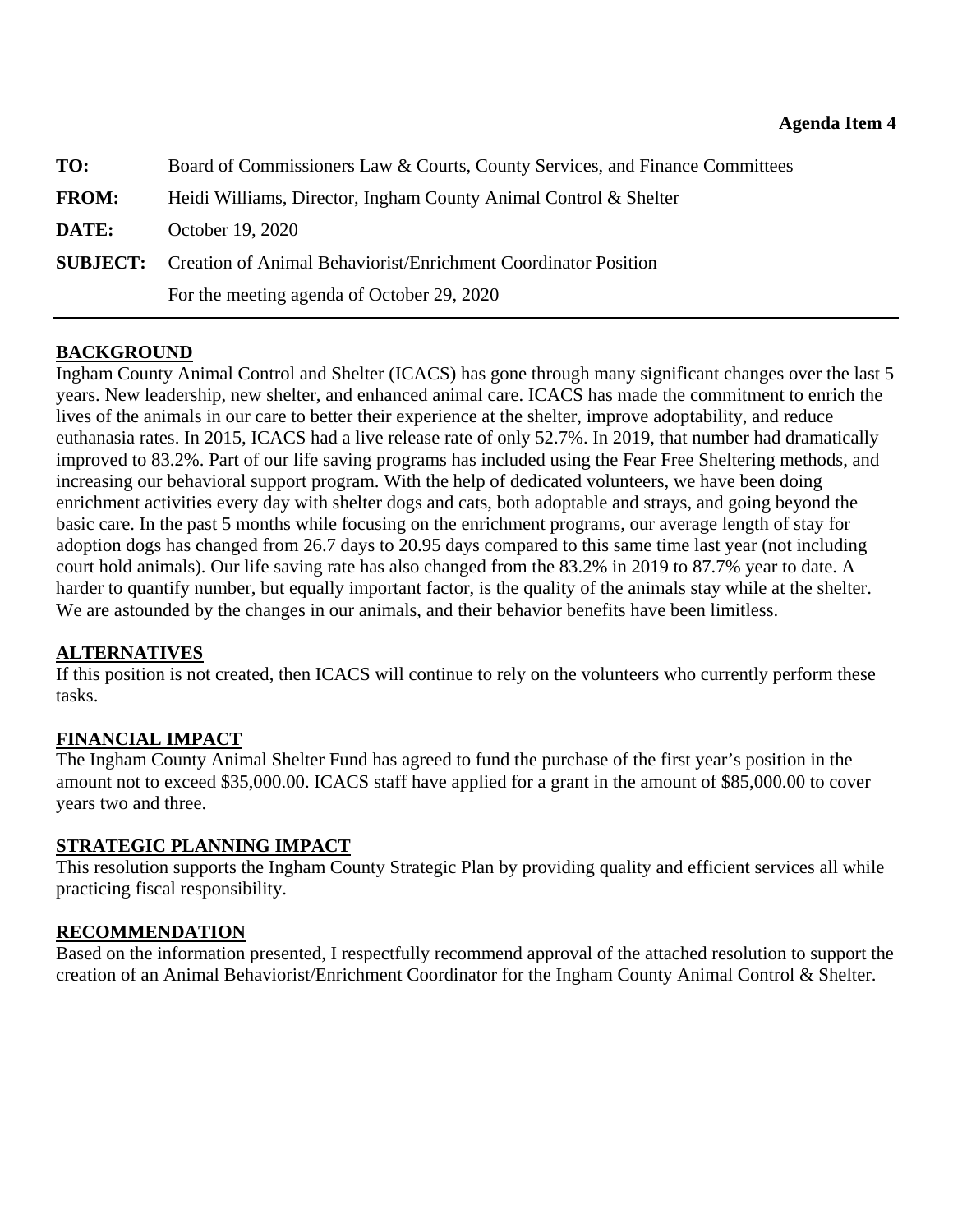**Agenda Item 4**

| | |
|---|---|
| **TO:** | Board of Commissioners Law & Courts, County Services, and Finance Committees |
| **FROM:** | Heidi Williams, Director, Ingham County Animal Control & Shelter |
| **DATE:** | October 19, 2020 |
| **SUBJECT:** | Creation of Animal Behaviorist/Enrichment Coordinator Position |
| | For the meeting agenda of October 29, 2020 |

## BACKGROUND

Ingham County Animal Control and Shelter (ICACS) has gone through many significant changes over the last 5 years. New leadership, new shelter, and enhanced animal care. ICACS has made the commitment to enrich the lives of the animals in our care to better their experience at the shelter, improve adoptability, and reduce euthanasia rates. In 2015, ICACS had a live release rate of only 52.7%. In 2019, that number had dramatically improved to 83.2%. Part of our life saving programs has included using the Fear Free Sheltering methods, and increasing our behavioral support program. With the help of dedicated volunteers, we have been doing enrichment activities every day with shelter dogs and cats, both adoptable and strays, and going beyond the basic care. In the past 5 months while focusing on the enrichment programs, our average length of stay for adoption dogs has changed from 26.7 days to 20.95 days compared to this same time last year (not including court hold animals). Our life saving rate has also changed from the 83.2% in 2019 to 87.7% year to date. A harder to quantify number, but equally important factor, is the quality of the animals stay while at the shelter. We are astounded by the changes in our animals, and their behavior benefits have been limitless.

## ALTERNATIVES

If this position is not created, then ICACS will continue to rely on the volunteers who currently perform these tasks.

## FINANCIAL IMPACT

The Ingham County Animal Shelter Fund has agreed to fund the purchase of the first year's position in the amount not to exceed $35,000.00. ICACS staff have applied for a grant in the amount of $85,000.00 to cover years two and three.

## STRATEGIC PLANNING IMPACT

This resolution supports the Ingham County Strategic Plan by providing quality and efficient services all while practicing fiscal responsibility.

## RECOMMENDATION

Based on the information presented, I respectfully recommend approval of the attached resolution to support the creation of an Animal Behaviorist/Enrichment Coordinator for the Ingham County Animal Control & Shelter.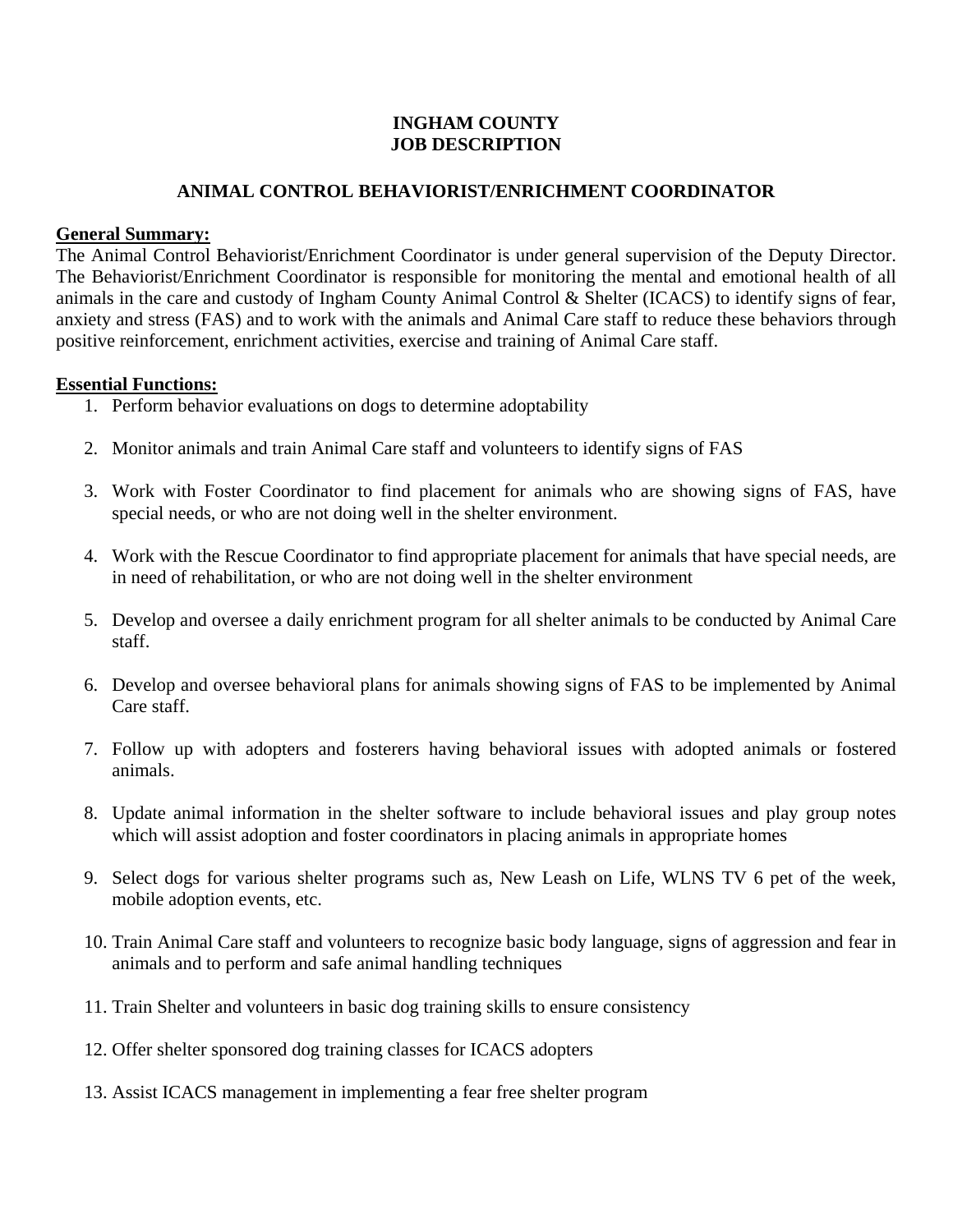# INGHAM COUNTY
# JOB DESCRIPTION

## ANIMAL CONTROL BEHAVIORIST/ENRICHMENT COORDINATOR

**General Summary:**

The Animal Control Behaviorist/Enrichment Coordinator is under general supervision of the Deputy Director. The Behaviorist/Enrichment Coordinator is responsible for monitoring the mental and emotional health of all animals in the care and custody of Ingham County Animal Control & Shelter (ICACS) to identify signs of fear, anxiety and stress (FAS) and to work with the animals and Animal Care staff to reduce these behaviors through positive reinforcement, enrichment activities, exercise and training of Animal Care staff.

**Essential Functions:**

1. Perform behavior evaluations on dogs to determine adoptability
2. Monitor animals and train Animal Care staff and volunteers to identify signs of FAS
3. Work with Foster Coordinator to find placement for animals who are showing signs of FAS, have special needs, or who are not doing well in the shelter environment.
4. Work with the Rescue Coordinator to find appropriate placement for animals that have special needs, are in need of rehabilitation, or who are not doing well in the shelter environment
5. Develop and oversee a daily enrichment program for all shelter animals to be conducted by Animal Care staff.
6. Develop and oversee behavioral plans for animals showing signs of FAS to be implemented by Animal Care staff.
7. Follow up with adopters and fosterers having behavioral issues with adopted animals or fostered animals.
8. Update animal information in the shelter software to include behavioral issues and play group notes which will assist adoption and foster coordinators in placing animals in appropriate homes
9. Select dogs for various shelter programs such as, New Leash on Life, WLNS TV 6 pet of the week, mobile adoption events, etc.
10. Train Animal Care staff and volunteers to recognize basic body language, signs of aggression and fear in animals and to perform and safe animal handling techniques
11. Train Shelter and volunteers in basic dog training skills to ensure consistency
12. Offer shelter sponsored dog training classes for ICACS adopters
13. Assist ICACS management in implementing a fear free shelter program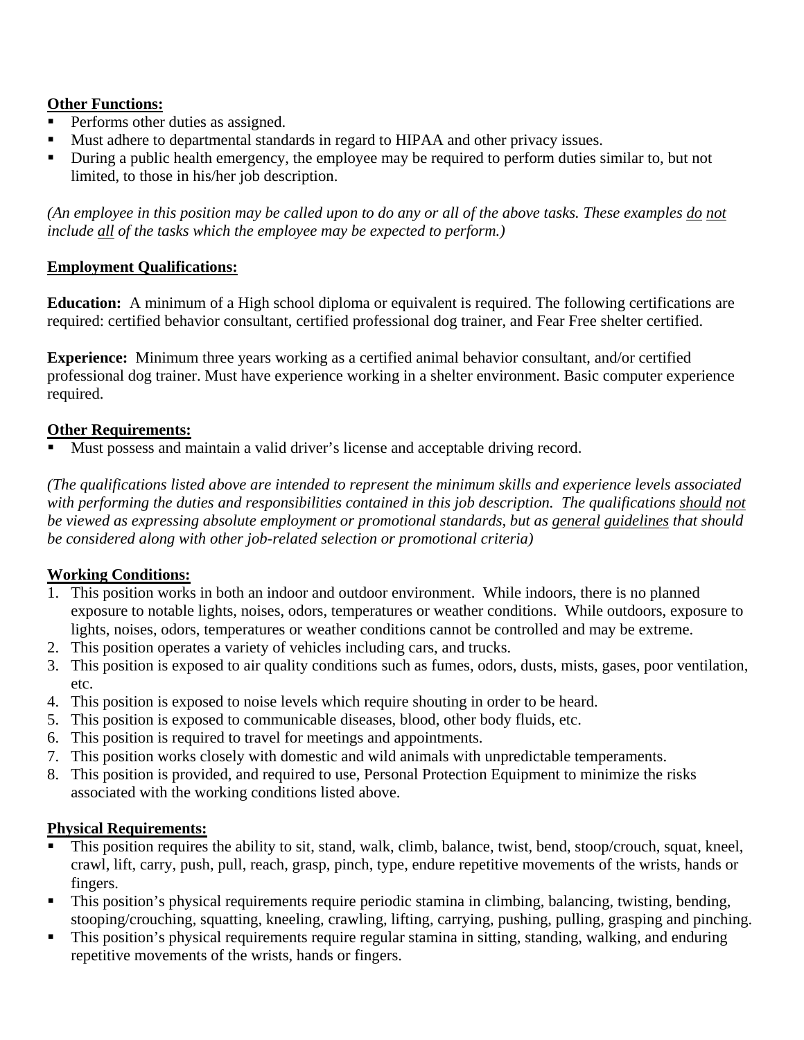**Other Functions:**

- Performs other duties as assigned.
- Must adhere to departmental standards in regard to HIPAA and other privacy issues.
- During a public health emergency, the employee may be required to perform duties similar to, but not limited, to those in his/her job description.

*(An employee in this position may be called upon to do any or all of the above tasks. These examples do not include all of the tasks which the employee may be expected to perform.)*

**Employment Qualifications:**

**Education:** A minimum of a High school diploma or equivalent is required. The following certifications are required: certified behavior consultant, certified professional dog trainer, and Fear Free shelter certified.

**Experience:** Minimum three years working as a certified animal behavior consultant, and/or certified professional dog trainer. Must have experience working in a shelter environment. Basic computer experience required.

**Other Requirements:**

- Must possess and maintain a valid driver's license and acceptable driving record.

*(The qualifications listed above are intended to represent the minimum skills and experience levels associated with performing the duties and responsibilities contained in this job description. The qualifications should not be viewed as expressing absolute employment or promotional standards, but as general guidelines that should be considered along with other job-related selection or promotional criteria)*

**Working Conditions:**

1. This position works in both an indoor and outdoor environment. While indoors, there is no planned exposure to notable lights, noises, odors, temperatures or weather conditions. While outdoors, exposure to lights, noises, odors, temperatures or weather conditions cannot be controlled and may be extreme.
2. This position operates a variety of vehicles including cars, and trucks.
3. This position is exposed to air quality conditions such as fumes, odors, dusts, mists, gases, poor ventilation, etc.
4. This position is exposed to noise levels which require shouting in order to be heard.
5. This position is exposed to communicable diseases, blood, other body fluids, etc.
6. This position is required to travel for meetings and appointments.
7. This position works closely with domestic and wild animals with unpredictable temperaments.
8. This position is provided, and required to use, Personal Protection Equipment to minimize the risks associated with the working conditions listed above.

**Physical Requirements:**

- This position requires the ability to sit, stand, walk, climb, balance, twist, bend, stoop/crouch, squat, kneel, crawl, lift, carry, push, pull, reach, grasp, pinch, type, endure repetitive movements of the wrists, hands or fingers.
- This position's physical requirements require periodic stamina in climbing, balancing, twisting, bending, stooping/crouching, squatting, kneeling, crawling, lifting, carrying, pushing, pulling, grasping and pinching.
- This position's physical requirements require regular stamina in sitting, standing, walking, and enduring repetitive movements of the wrists, hands or fingers.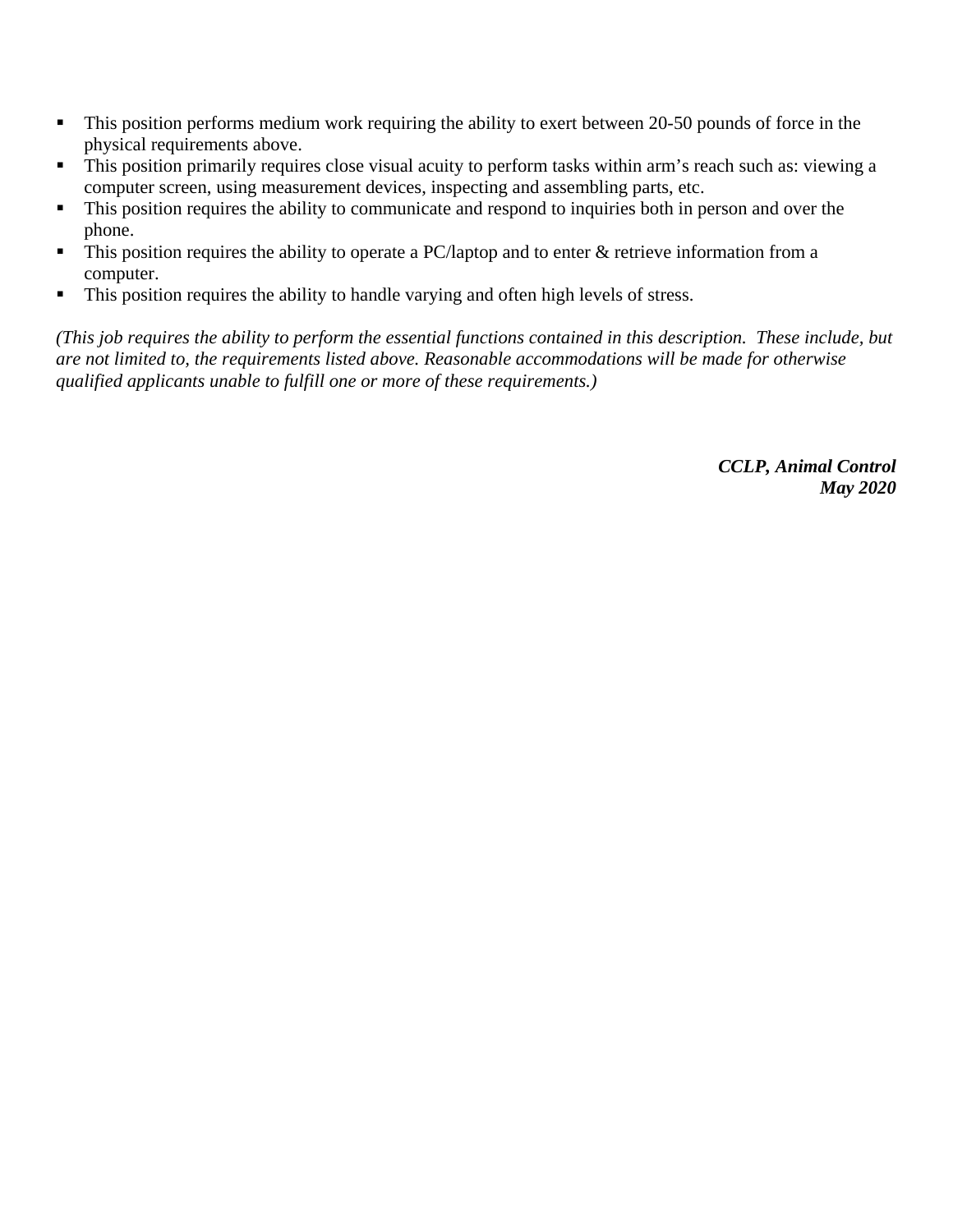- This position performs medium work requiring the ability to exert between 20-50 pounds of force in the physical requirements above.
- This position primarily requires close visual acuity to perform tasks within arm's reach such as: viewing a computer screen, using measurement devices, inspecting and assembling parts, etc.
- This position requires the ability to communicate and respond to inquiries both in person and over the phone.
- This position requires the ability to operate a PC/laptop and to enter & retrieve information from a computer.
- This position requires the ability to handle varying and often high levels of stress.

*(This job requires the ability to perform the essential functions contained in this description. These include, but are not limited to, the requirements listed above. Reasonable accommodations will be made for otherwise qualified applicants unable to fulfill one or more of these requirements.)*

***CCLP, Animal Control***
***May 2020***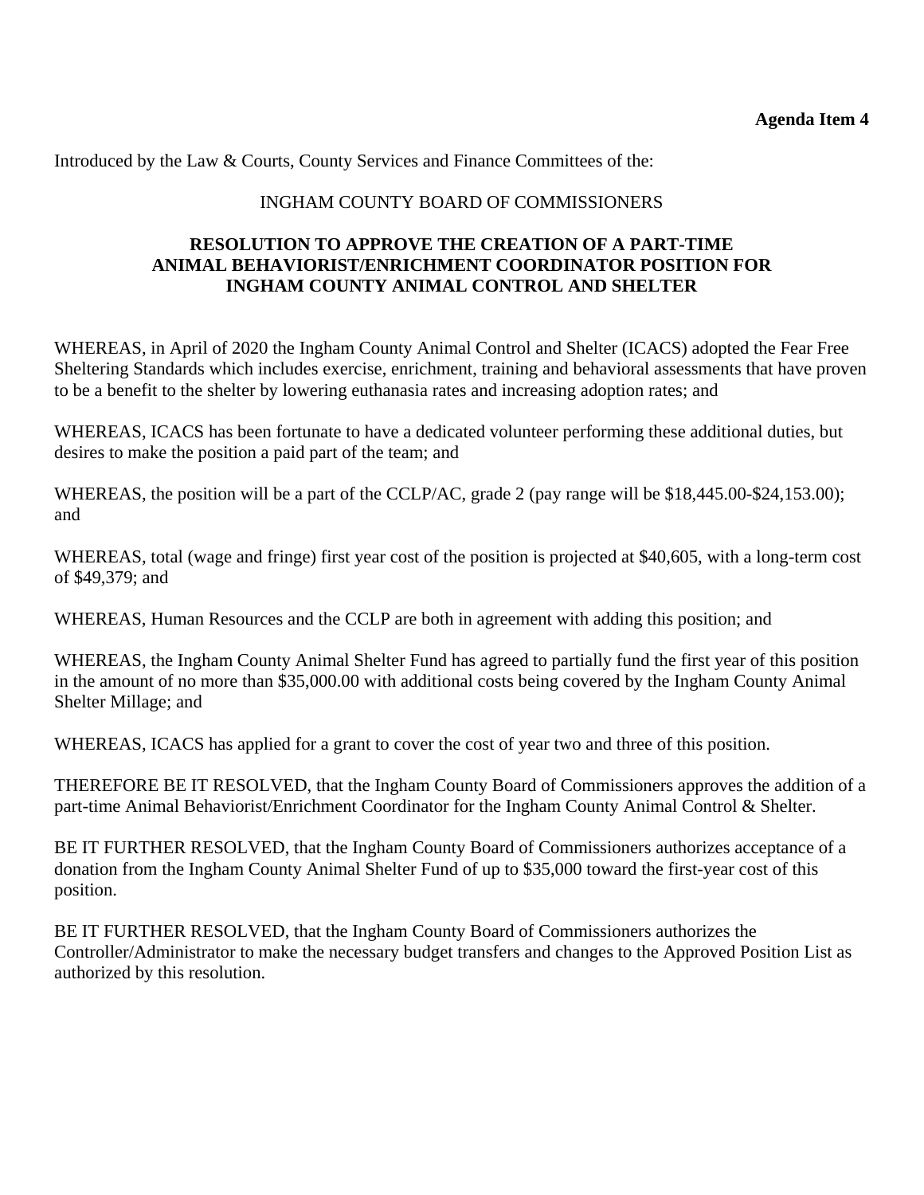**Agenda Item 4**

Introduced by the Law & Courts, County Services and Finance Committees of the:

INGHAM COUNTY BOARD OF COMMISSIONERS

**RESOLUTION TO APPROVE THE CREATION OF A PART-TIME ANIMAL BEHAVIORIST/ENRICHMENT COORDINATOR POSITION FOR INGHAM COUNTY ANIMAL CONTROL AND SHELTER**

WHEREAS, in April of 2020 the Ingham County Animal Control and Shelter (ICACS) adopted the Fear Free Sheltering Standards which includes exercise, enrichment, training and behavioral assessments that have proven to be a benefit to the shelter by lowering euthanasia rates and increasing adoption rates; and

WHEREAS, ICACS has been fortunate to have a dedicated volunteer performing these additional duties, but desires to make the position a paid part of the team; and

WHEREAS, the position will be a part of the CCLP/AC, grade 2 (pay range will be $18,445.00-$24,153.00); and

WHEREAS, total (wage and fringe) first year cost of the position is projected at $40,605, with a long-term cost of $49,379; and

WHEREAS, Human Resources and the CCLP are both in agreement with adding this position; and

WHEREAS, the Ingham County Animal Shelter Fund has agreed to partially fund the first year of this position in the amount of no more than $35,000.00 with additional costs being covered by the Ingham County Animal Shelter Millage; and

WHEREAS, ICACS has applied for a grant to cover the cost of year two and three of this position.

THEREFORE BE IT RESOLVED, that the Ingham County Board of Commissioners approves the addition of a part-time Animal Behaviorist/Enrichment Coordinator for the Ingham County Animal Control & Shelter.

BE IT FURTHER RESOLVED, that the Ingham County Board of Commissioners authorizes acceptance of a donation from the Ingham County Animal Shelter Fund of up to $35,000 toward the first-year cost of this position.

BE IT FURTHER RESOLVED, that the Ingham County Board of Commissioners authorizes the Controller/Administrator to make the necessary budget transfers and changes to the Approved Position List as authorized by this resolution.